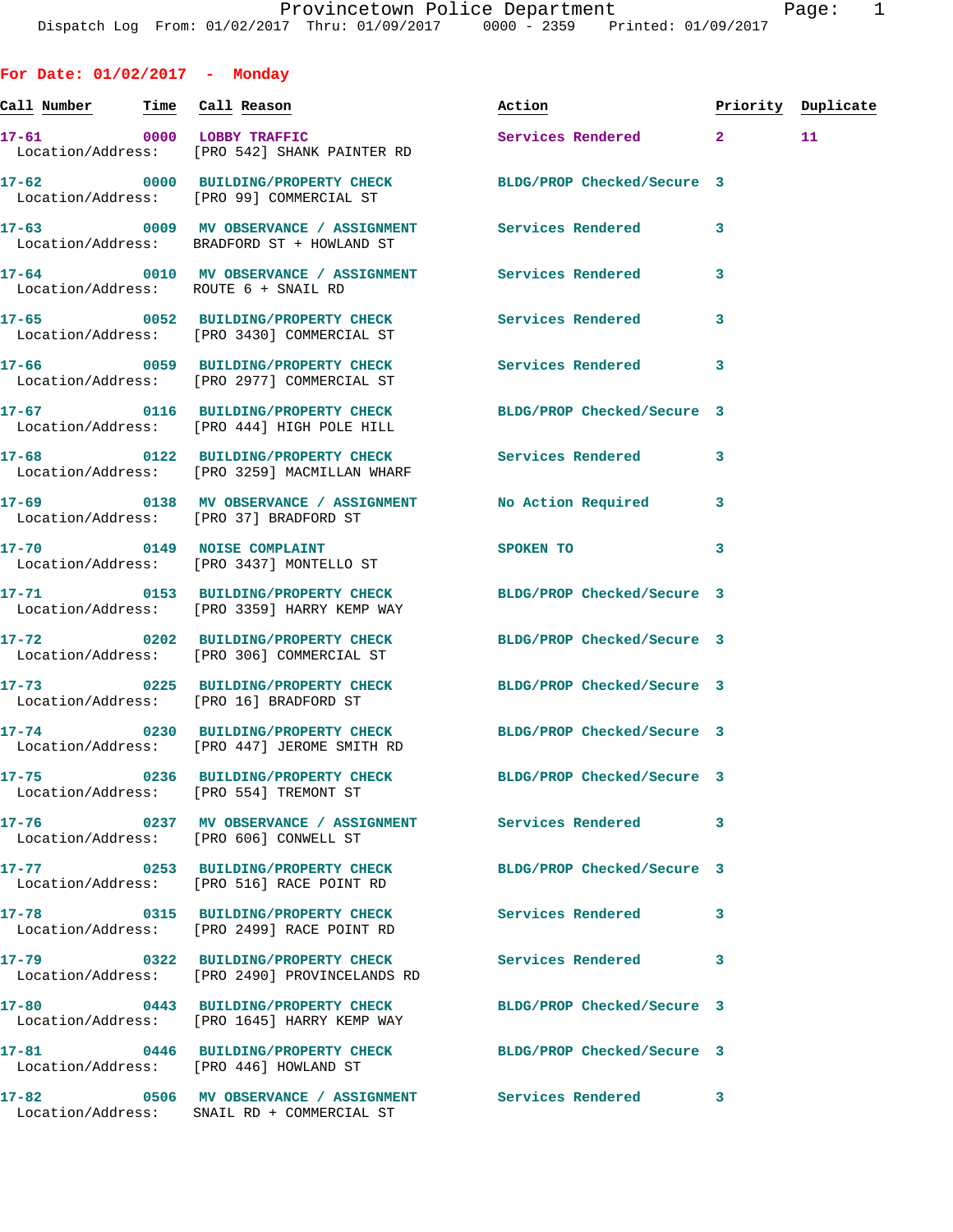Provincetown Police Department
Dispatch Log From: 01/02/2017 Thru: 01/09/2017 0000 - 2359 Printed: 01/09/2017

## For Date: 01/02/2017 - Monday

| Call Number | Time | Call Reason | Action | Priority | Duplicate |
|---|---|---|---|---|---|
| 17-61 | 0000 | LOBBY TRAFFIC | Services Rendered | 2 | 11 |
| Location/Address: | | [PRO 542] SHANK PAINTER RD | | | |
| 17-62 | 0000 | BUILDING/PROPERTY CHECK | BLDG/PROP Checked/Secure | 3 | |
| Location/Address: | | [PRO 99] COMMERCIAL ST | | | |
| 17-63 | 0009 | MV OBSERVANCE / ASSIGNMENT | Services Rendered | 3 | |
| Location/Address: | | BRADFORD ST + HOWLAND ST | | | |
| 17-64 | 0010 | MV OBSERVANCE / ASSIGNMENT | Services Rendered | 3 | |
| Location/Address: | | ROUTE 6 + SNAIL RD | | | |
| 17-65 | 0052 | BUILDING/PROPERTY CHECK | Services Rendered | 3 | |
| Location/Address: | | [PRO 3430] COMMERCIAL ST | | | |
| 17-66 | 0059 | BUILDING/PROPERTY CHECK | Services Rendered | 3 | |
| Location/Address: | | [PRO 2977] COMMERCIAL ST | | | |
| 17-67 | 0116 | BUILDING/PROPERTY CHECK | BLDG/PROP Checked/Secure | 3 | |
| Location/Address: | | [PRO 444] HIGH POLE HILL | | | |
| 17-68 | 0122 | BUILDING/PROPERTY CHECK | Services Rendered | 3 | |
| Location/Address: | | [PRO 3259] MACMILLAN WHARF | | | |
| 17-69 | 0138 | MV OBSERVANCE / ASSIGNMENT | No Action Required | 3 | |
| Location/Address: | | [PRO 37] BRADFORD ST | | | |
| 17-70 | 0149 | NOISE COMPLAINT | SPOKEN TO | 3 | |
| Location/Address: | | [PRO 3437] MONTELLO ST | | | |
| 17-71 | 0153 | BUILDING/PROPERTY CHECK | BLDG/PROP Checked/Secure | 3 | |
| Location/Address: | | [PRO 3359] HARRY KEMP WAY | | | |
| 17-72 | 0202 | BUILDING/PROPERTY CHECK | BLDG/PROP Checked/Secure | 3 | |
| Location/Address: | | [PRO 306] COMMERCIAL ST | | | |
| 17-73 | 0225 | BUILDING/PROPERTY CHECK | BLDG/PROP Checked/Secure | 3 | |
| Location/Address: | | [PRO 16] BRADFORD ST | | | |
| 17-74 | 0230 | BUILDING/PROPERTY CHECK | BLDG/PROP Checked/Secure | 3 | |
| Location/Address: | | [PRO 447] JEROME SMITH RD | | | |
| 17-75 | 0236 | BUILDING/PROPERTY CHECK | BLDG/PROP Checked/Secure | 3 | |
| Location/Address: | | [PRO 554] TREMONT ST | | | |
| 17-76 | 0237 | MV OBSERVANCE / ASSIGNMENT | Services Rendered | 3 | |
| Location/Address: | | [PRO 606] CONWELL ST | | | |
| 17-77 | 0253 | BUILDING/PROPERTY CHECK | BLDG/PROP Checked/Secure | 3 | |
| Location/Address: | | [PRO 516] RACE POINT RD | | | |
| 17-78 | 0315 | BUILDING/PROPERTY CHECK | Services Rendered | 3 | |
| Location/Address: | | [PRO 2499] RACE POINT RD | | | |
| 17-79 | 0322 | BUILDING/PROPERTY CHECK | Services Rendered | 3 | |
| Location/Address: | | [PRO 2490] PROVINCELANDS RD | | | |
| 17-80 | 0443 | BUILDING/PROPERTY CHECK | BLDG/PROP Checked/Secure | 3 | |
| Location/Address: | | [PRO 1645] HARRY KEMP WAY | | | |
| 17-81 | 0446 | BUILDING/PROPERTY CHECK | BLDG/PROP Checked/Secure | 3 | |
| Location/Address: | | [PRO 446] HOWLAND ST | | | |
| 17-82 | 0506 | MV OBSERVANCE / ASSIGNMENT | Services Rendered | 3 | |
| Location/Address: | | SNAIL RD + COMMERCIAL ST | | | |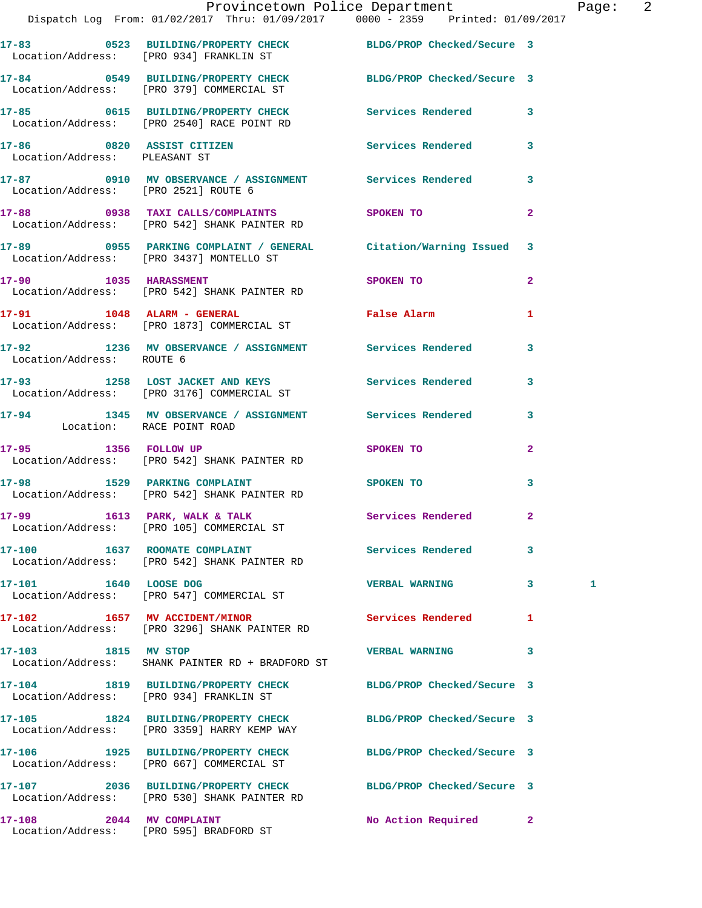Dispatch Log From: 01/02/2017 Thru: 01/09/2017 0000 - 2359 Printed: 01/09/2017

| Call # | Time | Call Reason | Action | Priority | |
|---|---|---|---|---|---|
| 17-83 | 0523 | BUILDING/PROPERTY CHECK | BLDG/PROP Checked/Secure | 3 | |
| | | Location/Address: [PRO 934] FRANKLIN ST | | | |
| 17-84 | 0549 | BUILDING/PROPERTY CHECK | BLDG/PROP Checked/Secure | 3 | |
| | | Location/Address: [PRO 379] COMMERCIAL ST | | | |
| 17-85 | 0615 | BUILDING/PROPERTY CHECK | Services Rendered | 3 | |
| | | Location/Address: [PRO 2540] RACE POINT RD | | | |
| 17-86 | 0820 | ASSIST CITIZEN | Services Rendered | 3 | |
| | | Location/Address: PLEASANT ST | | | |
| 17-87 | 0910 | MV OBSERVANCE / ASSIGNMENT | Services Rendered | 3 | |
| | | Location/Address: [PRO 2521] ROUTE 6 | | | |
| 17-88 | 0938 | TAXI CALLS/COMPLAINTS | SPOKEN TO | 2 | |
| | | Location/Address: [PRO 542] SHANK PAINTER RD | | | |
| 17-89 | 0955 | PARKING COMPLAINT / GENERAL | Citation/Warning Issued | 3 | |
| | | Location/Address: [PRO 3437] MONTELLO ST | | | |
| 17-90 | 1035 | HARASSMENT | SPOKEN TO | 2 | |
| | | Location/Address: [PRO 542] SHANK PAINTER RD | | | |
| 17-91 | 1048 | ALARM - GENERAL | False Alarm | 1 | |
| | | Location/Address: [PRO 1873] COMMERCIAL ST | | | |
| 17-92 | 1236 | MV OBSERVANCE / ASSIGNMENT | Services Rendered | 3 | |
| | | Location/Address: ROUTE 6 | | | |
| 17-93 | 1258 | LOST JACKET AND KEYS | Services Rendered | 3 | |
| | | Location/Address: [PRO 3176] COMMERCIAL ST | | | |
| 17-94 | 1345 | MV OBSERVANCE / ASSIGNMENT | Services Rendered | 3 | |
| | | Location: RACE POINT ROAD | | | |
| 17-95 | 1356 | FOLLOW UP | SPOKEN TO | 2 | |
| | | Location/Address: [PRO 542] SHANK PAINTER RD | | | |
| 17-98 | 1529 | PARKING COMPLAINT | SPOKEN TO | 3 | |
| | | Location/Address: [PRO 542] SHANK PAINTER RD | | | |
| 17-99 | 1613 | PARK, WALK & TALK | Services Rendered | 2 | |
| | | Location/Address: [PRO 105] COMMERCIAL ST | | | |
| 17-100 | 1637 | ROOMATE COMPLAINT | Services Rendered | 3 | |
| | | Location/Address: [PRO 542] SHANK PAINTER RD | | | |
| 17-101 | 1640 | LOOSE DOG | VERBAL WARNING | 3 | 1 |
| | | Location/Address: [PRO 547] COMMERCIAL ST | | | |
| 17-102 | 1657 | MV ACCIDENT/MINOR | Services Rendered | 1 | |
| | | Location/Address: [PRO 3296] SHANK PAINTER RD | | | |
| 17-103 | 1815 | MV STOP | VERBAL WARNING | 3 | |
| | | Location/Address: SHANK PAINTER RD + BRADFORD ST | | | |
| 17-104 | 1819 | BUILDING/PROPERTY CHECK | BLDG/PROP Checked/Secure | 3 | |
| | | Location/Address: [PRO 934] FRANKLIN ST | | | |
| 17-105 | 1824 | BUILDING/PROPERTY CHECK | BLDG/PROP Checked/Secure | 3 | |
| | | Location/Address: [PRO 3359] HARRY KEMP WAY | | | |
| 17-106 | 1925 | BUILDING/PROPERTY CHECK | BLDG/PROP Checked/Secure | 3 | |
| | | Location/Address: [PRO 667] COMMERCIAL ST | | | |
| 17-107 | 2036 | BUILDING/PROPERTY CHECK | BLDG/PROP Checked/Secure | 3 | |
| | | Location/Address: [PRO 530] SHANK PAINTER RD | | | |
| 17-108 | 2044 | MV COMPLAINT | No Action Required | 2 | |
| | | Location/Address: [PRO 595] BRADFORD ST | | | |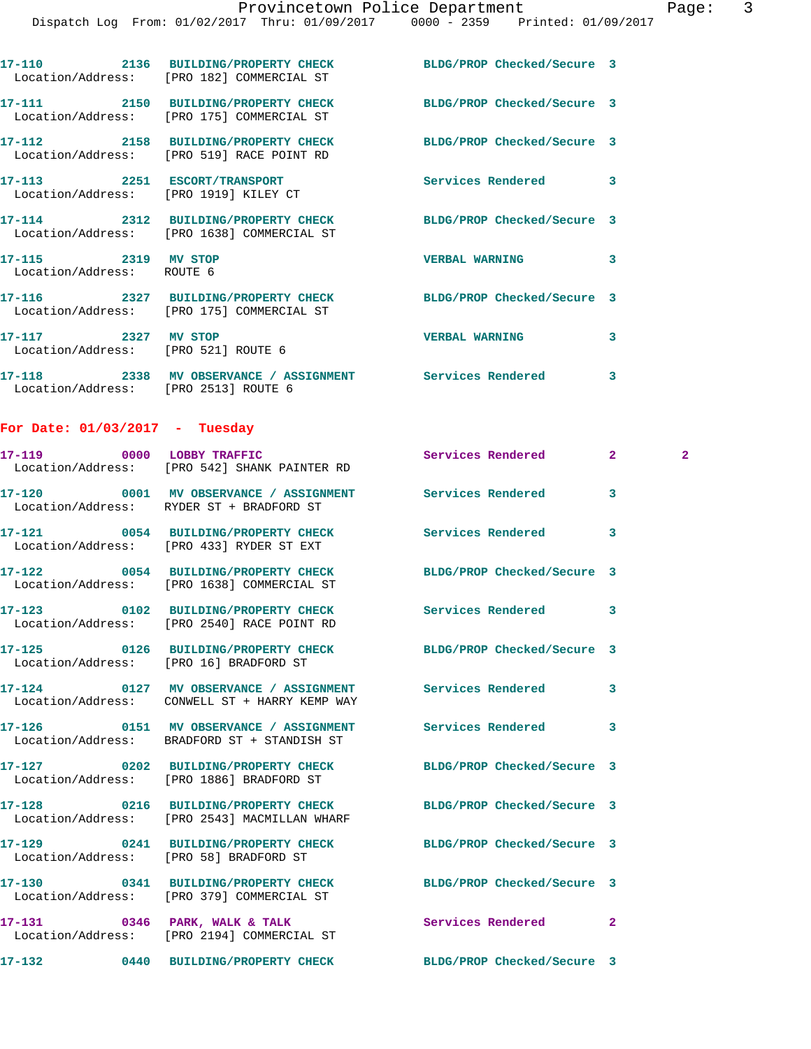17-110 2136 BUILDING/PROPERTY CHECK BLDG/PROP Checked/Secure 3
Location/Address: [PRO 182] COMMERCIAL ST

17-111 2150 BUILDING/PROPERTY CHECK BLDG/PROP Checked/Secure 3
Location/Address: [PRO 175] COMMERCIAL ST

17-112 2158 BUILDING/PROPERTY CHECK BLDG/PROP Checked/Secure 3
Location/Address: [PRO 519] RACE POINT RD

17-113 2251 ESCORT/TRANSPORT Services Rendered 3
Location/Address: [PRO 1919] KILEY CT

17-114 2312 BUILDING/PROPERTY CHECK BLDG/PROP Checked/Secure 3
Location/Address: [PRO 1638] COMMERCIAL ST

17-115 2319 MV STOP VERBAL WARNING 3
Location/Address: ROUTE 6

17-116 2327 BUILDING/PROPERTY CHECK BLDG/PROP Checked/Secure 3
Location/Address: [PRO 175] COMMERCIAL ST

17-117 2327 MV STOP VERBAL WARNING 3
Location/Address: [PRO 521] ROUTE 6

17-118 2338 MV OBSERVANCE / ASSIGNMENT Services Rendered 3
Location/Address: [PRO 2513] ROUTE 6

## For Date: 01/03/2017 - Tuesday

17-119 0000 LOBBY TRAFFIC Services Rendered 2 2
Location/Address: [PRO 542] SHANK PAINTER RD

17-120 0001 MV OBSERVANCE / ASSIGNMENT Services Rendered 3
Location/Address: RYDER ST + BRADFORD ST

17-121 0054 BUILDING/PROPERTY CHECK Services Rendered 3
Location/Address: [PRO 433] RYDER ST EXT

17-122 0054 BUILDING/PROPERTY CHECK BLDG/PROP Checked/Secure 3
Location/Address: [PRO 1638] COMMERCIAL ST

17-123 0102 BUILDING/PROPERTY CHECK Services Rendered 3
Location/Address: [PRO 2540] RACE POINT RD

17-125 0126 BUILDING/PROPERTY CHECK BLDG/PROP Checked/Secure 3
Location/Address: [PRO 16] BRADFORD ST

17-124 0127 MV OBSERVANCE / ASSIGNMENT Services Rendered 3
Location/Address: CONWELL ST + HARRY KEMP WAY

17-126 0151 MV OBSERVANCE / ASSIGNMENT Services Rendered 3
Location/Address: BRADFORD ST + STANDISH ST

17-127 0202 BUILDING/PROPERTY CHECK BLDG/PROP Checked/Secure 3
Location/Address: [PRO 1886] BRADFORD ST

17-128 0216 BUILDING/PROPERTY CHECK BLDG/PROP Checked/Secure 3
Location/Address: [PRO 2543] MACMILLAN WHARF

17-129 0241 BUILDING/PROPERTY CHECK BLDG/PROP Checked/Secure 3
Location/Address: [PRO 58] BRADFORD ST

17-130 0341 BUILDING/PROPERTY CHECK BLDG/PROP Checked/Secure 3
Location/Address: [PRO 379] COMMERCIAL ST

17-131 0346 PARK, WALK & TALK Services Rendered 2
Location/Address: [PRO 2194] COMMERCIAL ST

17-132 0440 BUILDING/PROPERTY CHECK BLDG/PROP Checked/Secure 3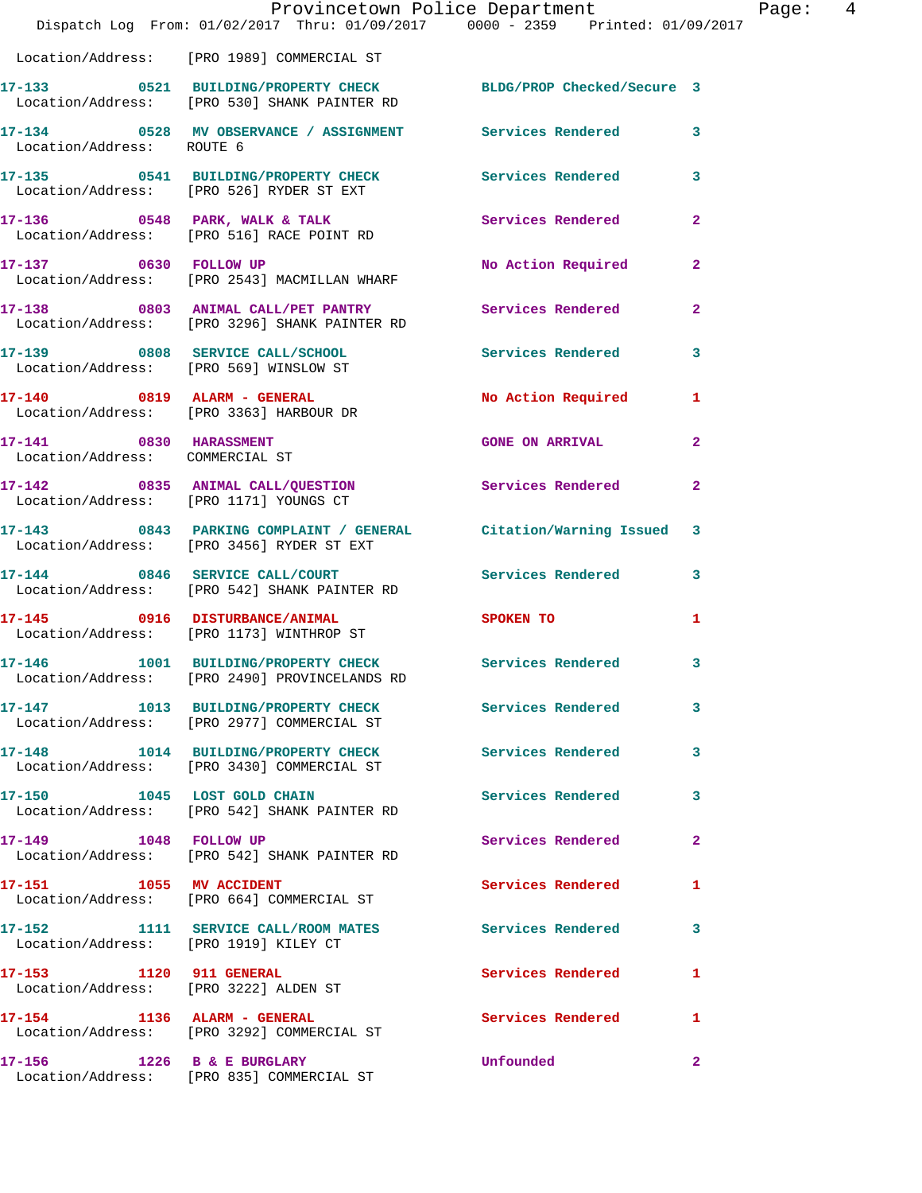Location/Address: [PRO 1989] COMMERCIAL ST

| Call # | Time | Call Reason | Action | Priority |
|---|---|---|---|---|
| 17-133 | 0521 | BUILDING/PROPERTY CHECK | BLDG/PROP Checked/Secure | 3 |
| | | Location/Address: [PRO 530] SHANK PAINTER RD | | |
| 17-134 | 0528 | MV OBSERVANCE / ASSIGNMENT | Services Rendered | 3 |
| | | Location/Address: ROUTE 6 | | |
| 17-135 | 0541 | BUILDING/PROPERTY CHECK | Services Rendered | 3 |
| | | Location/Address: [PRO 526] RYDER ST EXT | | |
| 17-136 | 0548 | PARK, WALK & TALK | Services Rendered | 2 |
| | | Location/Address: [PRO 516] RACE POINT RD | | |
| 17-137 | 0630 | FOLLOW UP | No Action Required | 2 |
| | | Location/Address: [PRO 2543] MACMILLAN WHARF | | |
| 17-138 | 0803 | ANIMAL CALL/PET PANTRY | Services Rendered | 2 |
| | | Location/Address: [PRO 3296] SHANK PAINTER RD | | |
| 17-139 | 0808 | SERVICE CALL/SCHOOL | Services Rendered | 3 |
| | | Location/Address: [PRO 569] WINSLOW ST | | |
| 17-140 | 0819 | ALARM - GENERAL | No Action Required | 1 |
| | | Location/Address: [PRO 3363] HARBOUR DR | | |
| 17-141 | 0830 | HARASSMENT | GONE ON ARRIVAL | 2 |
| | | Location/Address: COMMERCIAL ST | | |
| 17-142 | 0835 | ANIMAL CALL/QUESTION | Services Rendered | 2 |
| | | Location/Address: [PRO 1171] YOUNGS CT | | |
| 17-143 | 0843 | PARKING COMPLAINT / GENERAL | Citation/Warning Issued | 3 |
| | | Location/Address: [PRO 3456] RYDER ST EXT | | |
| 17-144 | 0846 | SERVICE CALL/COURT | Services Rendered | 3 |
| | | Location/Address: [PRO 542] SHANK PAINTER RD | | |
| 17-145 | 0916 | DISTURBANCE/ANIMAL | SPOKEN TO | 1 |
| | | Location/Address: [PRO 1173] WINTHROP ST | | |
| 17-146 | 1001 | BUILDING/PROPERTY CHECK | Services Rendered | 3 |
| | | Location/Address: [PRO 2490] PROVINCELANDS RD | | |
| 17-147 | 1013 | BUILDING/PROPERTY CHECK | Services Rendered | 3 |
| | | Location/Address: [PRO 2977] COMMERCIAL ST | | |
| 17-148 | 1014 | BUILDING/PROPERTY CHECK | Services Rendered | 3 |
| | | Location/Address: [PRO 3430] COMMERCIAL ST | | |
| 17-150 | 1045 | LOST GOLD CHAIN | Services Rendered | 3 |
| | | Location/Address: [PRO 542] SHANK PAINTER RD | | |
| 17-149 | 1048 | FOLLOW UP | Services Rendered | 2 |
| | | Location/Address: [PRO 542] SHANK PAINTER RD | | |
| 17-151 | 1055 | MV ACCIDENT | Services Rendered | 1 |
| | | Location/Address: [PRO 664] COMMERCIAL ST | | |
| 17-152 | 1111 | SERVICE CALL/ROOM MATES | Services Rendered | 3 |
| | | Location/Address: [PRO 1919] KILEY CT | | |
| 17-153 | 1120 | 911 GENERAL | Services Rendered | 1 |
| | | Location/Address: [PRO 3222] ALDEN ST | | |
| 17-154 | 1136 | ALARM - GENERAL | Services Rendered | 1 |
| | | Location/Address: [PRO 3292] COMMERCIAL ST | | |
| 17-156 | 1226 | B & E BURGLARY | Unfounded | 2 |
| | | Location/Address: [PRO 835] COMMERCIAL ST | | |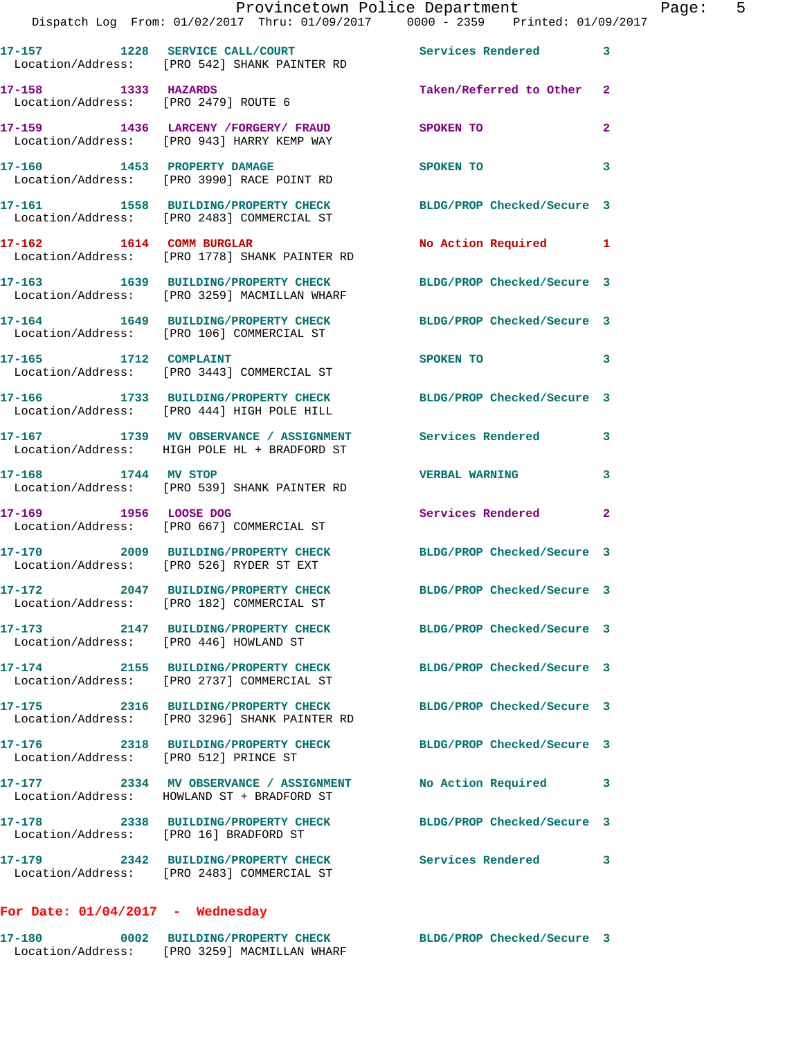17-157 1228 SERVICE CALL/COURT Services Rendered 3
Location/Address: [PRO 542] SHANK PAINTER RD

17-158 1333 HAZARDS Taken/Referred to Other 2
Location/Address: [PRO 2479] ROUTE 6

17-159 1436 LARCENY /FORGERY/ FRAUD SPOKEN TO 2
Location/Address: [PRO 943] HARRY KEMP WAY

17-160 1453 PROPERTY DAMAGE SPOKEN TO 3
Location/Address: [PRO 3990] RACE POINT RD

17-161 1558 BUILDING/PROPERTY CHECK BLDG/PROP Checked/Secure 3
Location/Address: [PRO 2483] COMMERCIAL ST

17-162 1614 COMM BURGLAR No Action Required 1
Location/Address: [PRO 1778] SHANK PAINTER RD

17-163 1639 BUILDING/PROPERTY CHECK BLDG/PROP Checked/Secure 3
Location/Address: [PRO 3259] MACMILLAN WHARF

17-164 1649 BUILDING/PROPERTY CHECK BLDG/PROP Checked/Secure 3
Location/Address: [PRO 106] COMMERCIAL ST

17-165 1712 COMPLAINT SPOKEN TO 3
Location/Address: [PRO 3443] COMMERCIAL ST

17-166 1733 BUILDING/PROPERTY CHECK BLDG/PROP Checked/Secure 3
Location/Address: [PRO 444] HIGH POLE HILL

17-167 1739 MV OBSERVANCE / ASSIGNMENT Services Rendered 3
Location/Address: HIGH POLE HL + BRADFORD ST

17-168 1744 MV STOP VERBAL WARNING 3
Location/Address: [PRO 539] SHANK PAINTER RD

17-169 1956 LOOSE DOG Services Rendered 2
Location/Address: [PRO 667] COMMERCIAL ST

17-170 2009 BUILDING/PROPERTY CHECK BLDG/PROP Checked/Secure 3
Location/Address: [PRO 526] RYDER ST EXT

17-172 2047 BUILDING/PROPERTY CHECK BLDG/PROP Checked/Secure 3
Location/Address: [PRO 182] COMMERCIAL ST

17-173 2147 BUILDING/PROPERTY CHECK BLDG/PROP Checked/Secure 3
Location/Address: [PRO 446] HOWLAND ST

17-174 2155 BUILDING/PROPERTY CHECK BLDG/PROP Checked/Secure 3
Location/Address: [PRO 2737] COMMERCIAL ST

17-175 2316 BUILDING/PROPERTY CHECK BLDG/PROP Checked/Secure 3
Location/Address: [PRO 3296] SHANK PAINTER RD

17-176 2318 BUILDING/PROPERTY CHECK BLDG/PROP Checked/Secure 3
Location/Address: [PRO 512] PRINCE ST

17-177 2334 MV OBSERVANCE / ASSIGNMENT No Action Required 3
Location/Address: HOWLAND ST + BRADFORD ST

17-178 2338 BUILDING/PROPERTY CHECK BLDG/PROP Checked/Secure 3
Location/Address: [PRO 16] BRADFORD ST

17-179 2342 BUILDING/PROPERTY CHECK Services Rendered 3
Location/Address: [PRO 2483] COMMERCIAL ST

**For Date: 01/04/2017 - Wednesday**

17-180 0002 BUILDING/PROPERTY CHECK BLDG/PROP Checked/Secure 3
Location/Address: [PRO 3259] MACMILLAN WHARF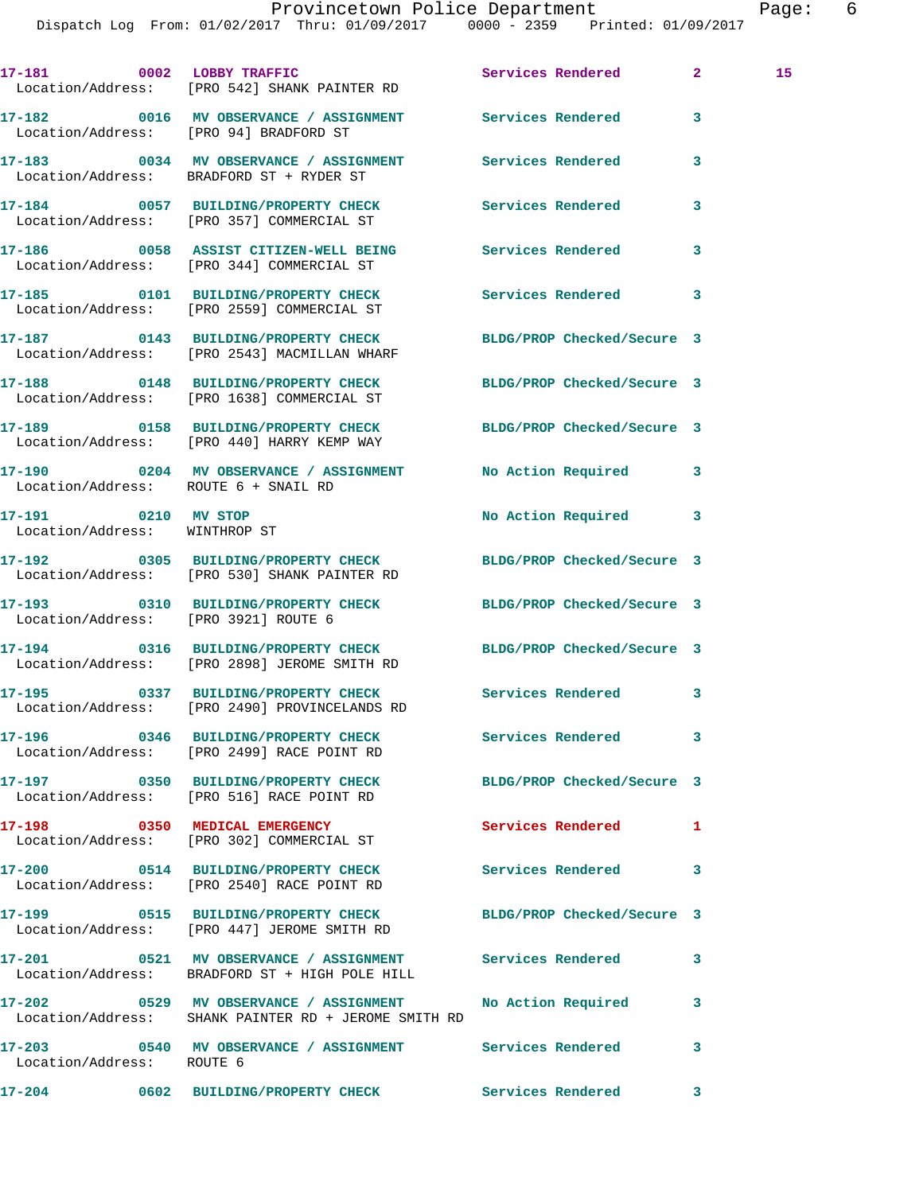| Call Number | Time | Call Reason | Action | Priority | |
|---|---|---|---|---|---|
| 17-181 | 0002 | LOBBY TRAFFIC | Services Rendered | 2 | 15 |
| Location/Address: | | [PRO 542] SHANK PAINTER RD | | | |
| 17-182 | 0016 | MV OBSERVATION / ASSIGNMENT | Services Rendered | 3 | |
| Location/Address: | | [PRO 94] BRADFORD ST | | | |
| 17-183 | 0034 | MV OBSERVATION / ASSIGNMENT | Services Rendered | 3 | |
| Location/Address: | | BRADFORD ST + RYDER ST | | | |
| 17-184 | 0057 | BUILDING/PROPERTY CHECK | Services Rendered | 3 | |
| Location/Address: | | [PRO 357] COMMERCIAL ST | | | |
| 17-186 | 0058 | ASSIST CITIZEN-WELL BEING | Services Rendered | 3 | |
| Location/Address: | | [PRO 344] COMMERCIAL ST | | | |
| 17-185 | 0101 | BUILDING/PROPERTY CHECK | Services Rendered | 3 | |
| Location/Address: | | [PRO 2559] COMMERCIAL ST | | | |
| 17-187 | 0143 | BUILDING/PROPERTY CHECK | BLDG/PROP Checked/Secure | 3 | |
| Location/Address: | | [PRO 2543] MACMILLAN WHARF | | | |
| 17-188 | 0148 | BUILDING/PROPERTY CHECK | BLDG/PROP Checked/Secure | 3 | |
| Location/Address: | | [PRO 1638] COMMERCIAL ST | | | |
| 17-189 | 0158 | BUILDING/PROPERTY CHECK | BLDG/PROP Checked/Secure | 3 | |
| Location/Address: | | [PRO 440] HARRY KEMP WAY | | | |
| 17-190 | 0204 | MV OBSERVATION / ASSIGNMENT | No Action Required | 3 | |
| Location/Address: | | ROUTE 6 + SNAIL RD | | | |
| 17-191 | 0210 | MV STOP | No Action Required | 3 | |
| Location/Address: | | WINTHROP ST | | | |
| 17-192 | 0305 | BUILDING/PROPERTY CHECK | BLDG/PROP Checked/Secure | 3 | |
| Location/Address: | | [PRO 530] SHANK PAINTER RD | | | |
| 17-193 | 0310 | BUILDING/PROPERTY CHECK | BLDG/PROP Checked/Secure | 3 | |
| Location/Address: | | [PRO 3921] ROUTE 6 | | | |
| 17-194 | 0316 | BUILDING/PROPERTY CHECK | BLDG/PROP Checked/Secure | 3 | |
| Location/Address: | | [PRO 2898] JEROME SMITH RD | | | |
| 17-195 | 0337 | BUILDING/PROPERTY CHECK | Services Rendered | 3 | |
| Location/Address: | | [PRO 2490] PROVINCELANDS RD | | | |
| 17-196 | 0346 | BUILDING/PROPERTY CHECK | Services Rendered | 3 | |
| Location/Address: | | [PRO 2499] RACE POINT RD | | | |
| 17-197 | 0350 | BUILDING/PROPERTY CHECK | BLDG/PROP Checked/Secure | 3 | |
| Location/Address: | | [PRO 516] RACE POINT RD | | | |
| 17-198 | 0350 | MEDICAL EMERGENCY | Services Rendered | 1 | |
| Location/Address: | | [PRO 302] COMMERCIAL ST | | | |
| 17-200 | 0514 | BUILDING/PROPERTY CHECK | Services Rendered | 3 | |
| Location/Address: | | [PRO 2540] RACE POINT RD | | | |
| 17-199 | 0515 | BUILDING/PROPERTY CHECK | BLDG/PROP Checked/Secure | 3 | |
| Location/Address: | | [PRO 447] JEROME SMITH RD | | | |
| 17-201 | 0521 | MV OBSERVATION / ASSIGNMENT | Services Rendered | 3 | |
| Location/Address: | | BRADFORD ST + HIGH POLE HILL | | | |
| 17-202 | 0529 | MV OBSERVATION / ASSIGNMENT | No Action Required | 3 | |
| Location/Address: | | SHANK PAINTER RD + JEROME SMITH RD | | | |
| 17-203 | 0540 | MV OBSERVATION / ASSIGNMENT | Services Rendered | 3 | |
| Location/Address: | | ROUTE 6 | | | |
| 17-204 | 0602 | BUILDING/PROPERTY CHECK | Services Rendered | 3 | |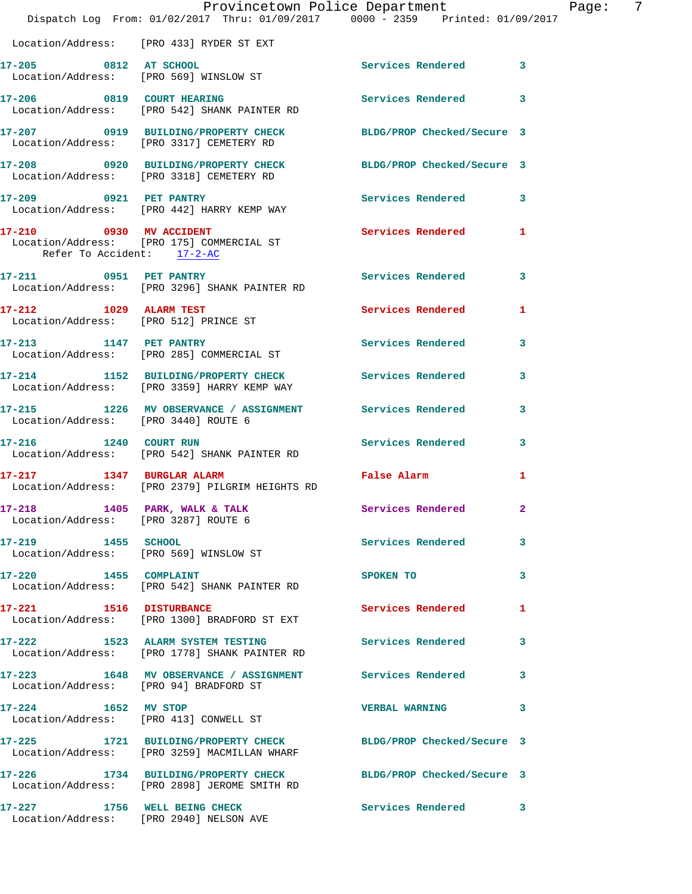Location/Address: [PRO 433] RYDER ST EXT

| Call # | Time | Call Reason | Action | Priority |
|---|---|---|---|---|
| 17-205 | 0812 | AT SCHOOL | Services Rendered | 3 |
| | | Location/Address: [PRO 569] WINSLOW ST | | |
| 17-206 | 0819 | COURT HEARING | Services Rendered | 3 |
| | | Location/Address: [PRO 542] SHANK PAINTER RD | | |
| 17-207 | 0919 | BUILDING/PROPERTY CHECK | BLDG/PROP Checked/Secure | 3 |
| | | Location/Address: [PRO 3317] CEMETERY RD | | |
| 17-208 | 0920 | BUILDING/PROPERTY CHECK | BLDG/PROP Checked/Secure | 3 |
| | | Location/Address: [PRO 3318] CEMETERY RD | | |
| 17-209 | 0921 | PET PANTRY | Services Rendered | 3 |
| | | Location/Address: [PRO 442] HARRY KEMP WAY | | |
| 17-210 | 0930 | MV ACCIDENT | Services Rendered | 1 |
| | | Location/Address: [PRO 175] COMMERCIAL ST; Refer To Accident: 17-2-AC | | |
| 17-211 | 0951 | PET PANTRY | Services Rendered | 3 |
| | | Location/Address: [PRO 3296] SHANK PAINTER RD | | |
| 17-212 | 1029 | ALARM TEST | Services Rendered | 1 |
| | | Location/Address: [PRO 512] PRINCE ST | | |
| 17-213 | 1147 | PET PANTRY | Services Rendered | 3 |
| | | Location/Address: [PRO 285] COMMERCIAL ST | | |
| 17-214 | 1152 | BUILDING/PROPERTY CHECK | Services Rendered | 3 |
| | | Location/Address: [PRO 3359] HARRY KEMP WAY | | |
| 17-215 | 1226 | MV OBSERVANCE / ASSIGNMENT | Services Rendered | 3 |
| | | Location/Address: [PRO 3440] ROUTE 6 | | |
| 17-216 | 1240 | COURT RUN | Services Rendered | 3 |
| | | Location/Address: [PRO 542] SHANK PAINTER RD | | |
| 17-217 | 1347 | BURGLAR ALARM | False Alarm | 1 |
| | | Location/Address: [PRO 2379] PILGRIM HEIGHTS RD | | |
| 17-218 | 1405 | PARK, WALK & TALK | Services Rendered | 2 |
| | | Location/Address: [PRO 3287] ROUTE 6 | | |
| 17-219 | 1455 | SCHOOL | Services Rendered | 3 |
| | | Location/Address: [PRO 569] WINSLOW ST | | |
| 17-220 | 1455 | COMPLAINT | SPOKEN TO | 3 |
| | | Location/Address: [PRO 542] SHANK PAINTER RD | | |
| 17-221 | 1516 | DISTURBANCE | Services Rendered | 1 |
| | | Location/Address: [PRO 1300] BRADFORD ST EXT | | |
| 17-222 | 1523 | ALARM SYSTEM TESTING | Services Rendered | 3 |
| | | Location/Address: [PRO 1778] SHANK PAINTER RD | | |
| 17-223 | 1648 | MV OBSERVANCE / ASSIGNMENT | Services Rendered | 3 |
| | | Location/Address: [PRO 94] BRADFORD ST | | |
| 17-224 | 1652 | MV STOP | VERBAL WARNING | 3 |
| | | Location/Address: [PRO 413] CONWELL ST | | |
| 17-225 | 1721 | BUILDING/PROPERTY CHECK | BLDG/PROP Checked/Secure | 3 |
| | | Location/Address: [PRO 3259] MACMILLAN WHARF | | |
| 17-226 | 1734 | BUILDING/PROPERTY CHECK | BLDG/PROP Checked/Secure | 3 |
| | | Location/Address: [PRO 2898] JEROME SMITH RD | | |
| 17-227 | 1756 | WELL BEING CHECK | Services Rendered | 3 |
| | | Location/Address: [PRO 2940] NELSON AVE | | |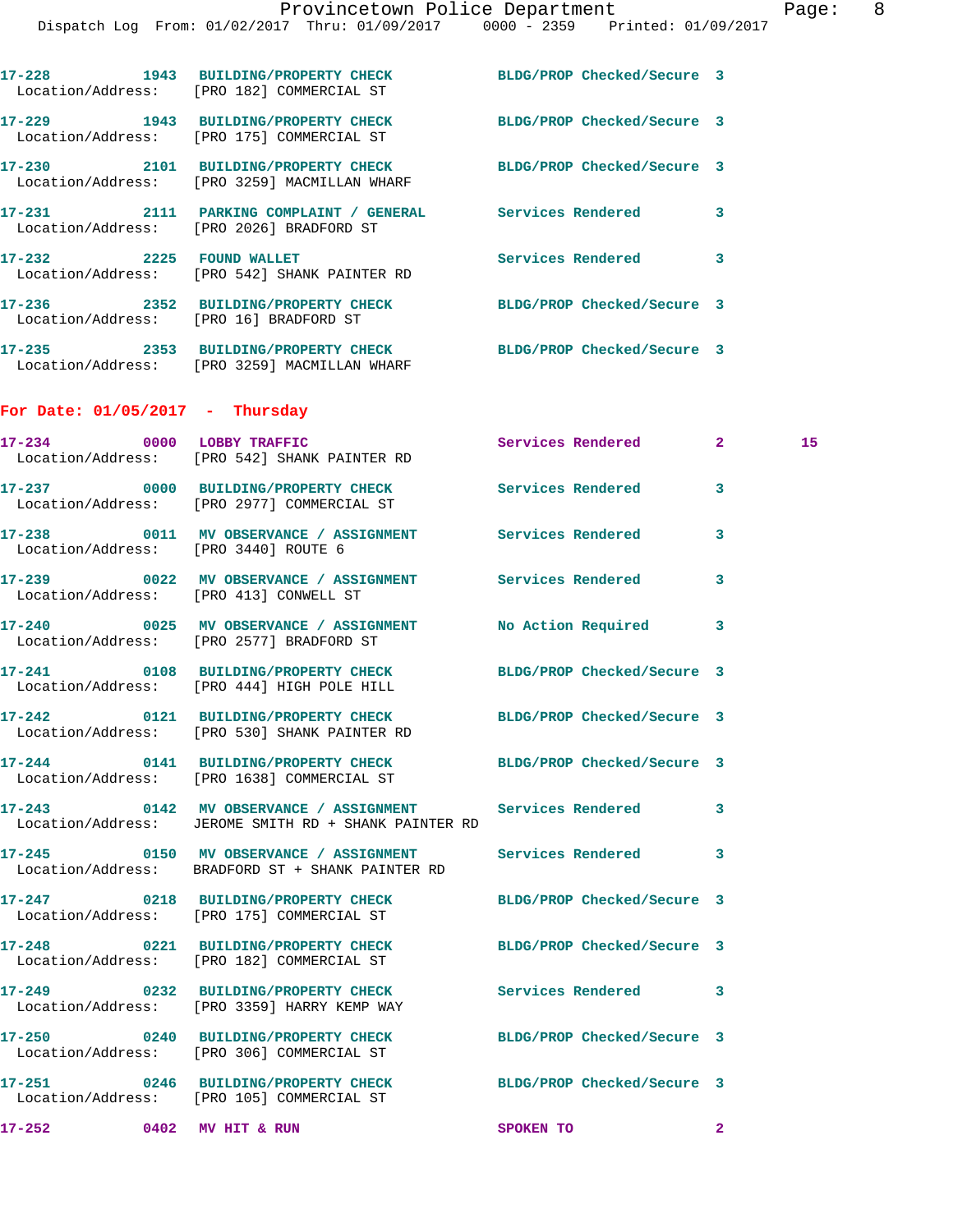17-228 1943 BUILDING/PROPERTY CHECK BLDG/PROP Checked/Secure 3
Location/Address: [PRO 182] COMMERCIAL ST

17-229 1943 BUILDING/PROPERTY CHECK BLDG/PROP Checked/Secure 3
Location/Address: [PRO 175] COMMERCIAL ST

17-230 2101 BUILDING/PROPERTY CHECK BLDG/PROP Checked/Secure 3
Location/Address: [PRO 3259] MACMILLAN WHARF

17-231 2111 PARKING COMPLAINT / GENERAL Services Rendered 3
Location/Address: [PRO 2026] BRADFORD ST

17-232 2225 FOUND WALLET Services Rendered 3
Location/Address: [PRO 542] SHANK PAINTER RD

17-236 2352 BUILDING/PROPERTY CHECK BLDG/PROP Checked/Secure 3
Location/Address: [PRO 16] BRADFORD ST

17-235 2353 BUILDING/PROPERTY CHECK BLDG/PROP Checked/Secure 3
Location/Address: [PRO 3259] MACMILLAN WHARF

## For Date: 01/05/2017 - Thursday

17-234 0000 LOBBY TRAFFIC Services Rendered 2 15
Location/Address: [PRO 542] SHANK PAINTER RD

17-237 0000 BUILDING/PROPERTY CHECK Services Rendered 3
Location/Address: [PRO 2977] COMMERCIAL ST

17-238 0011 MV OBSERVANCE / ASSIGNMENT Services Rendered 3
Location/Address: [PRO 3440] ROUTE 6

17-239 0022 MV OBSERVANCE / ASSIGNMENT Services Rendered 3
Location/Address: [PRO 413] CONWELL ST

17-240 0025 MV OBSERVANCE / ASSIGNMENT No Action Required 3
Location/Address: [PRO 2577] BRADFORD ST

17-241 0108 BUILDING/PROPERTY CHECK BLDG/PROP Checked/Secure 3
Location/Address: [PRO 444] HIGH POLE HILL

17-242 0121 BUILDING/PROPERTY CHECK BLDG/PROP Checked/Secure 3
Location/Address: [PRO 530] SHANK PAINTER RD

17-244 0141 BUILDING/PROPERTY CHECK BLDG/PROP Checked/Secure 3
Location/Address: [PRO 1638] COMMERCIAL ST

17-243 0142 MV OBSERVANCE / ASSIGNMENT Services Rendered 3
Location/Address: JEROME SMITH RD + SHANK PAINTER RD

17-245 0150 MV OBSERVANCE / ASSIGNMENT Services Rendered 3
Location/Address: BRADFORD ST + SHANK PAINTER RD

17-247 0218 BUILDING/PROPERTY CHECK BLDG/PROP Checked/Secure 3
Location/Address: [PRO 175] COMMERCIAL ST

17-248 0221 BUILDING/PROPERTY CHECK BLDG/PROP Checked/Secure 3
Location/Address: [PRO 182] COMMERCIAL ST

17-249 0232 BUILDING/PROPERTY CHECK Services Rendered 3
Location/Address: [PRO 3359] HARRY KEMP WAY

17-250 0240 BUILDING/PROPERTY CHECK BLDG/PROP Checked/Secure 3
Location/Address: [PRO 306] COMMERCIAL ST

17-251 0246 BUILDING/PROPERTY CHECK BLDG/PROP Checked/Secure 3
Location/Address: [PRO 105] COMMERCIAL ST

17-252 0402 MV HIT & RUN SPOKEN TO 2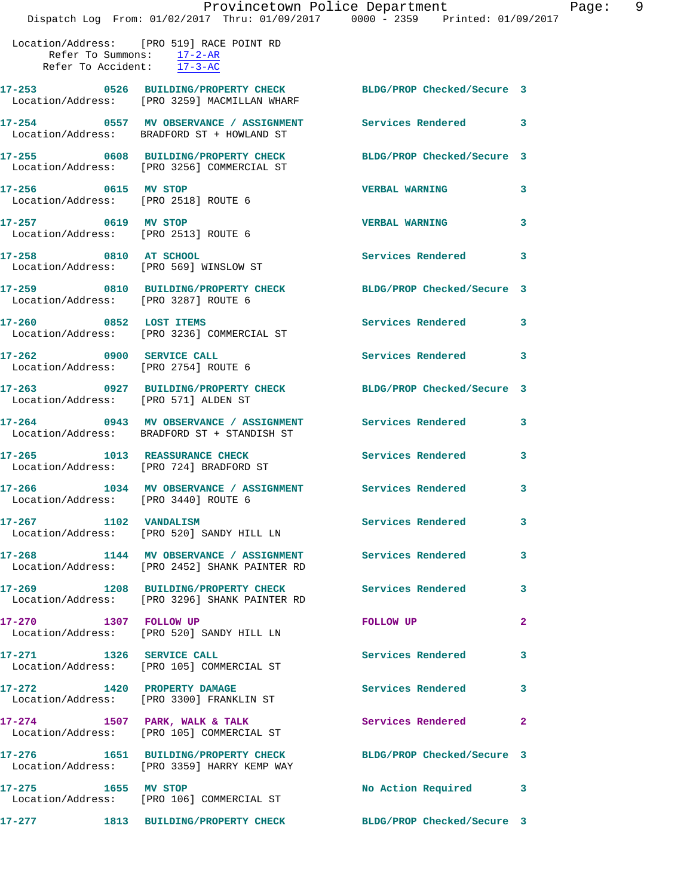Location/Address: [PRO 519] RACE POINT RD
Refer To Summons: 17-2-AR
Refer To Accident: 17-3-AC

**17-253** 0526 **BUILDING/PROPERTY CHECK** BLDG/PROP Checked/Secure 3
Location/Address: [PRO 3259] MACMILLAN WHARF

**17-254** 0557 **MV OBSERVANCE / ASSIGNMENT** Services Rendered 3
Location/Address: BRADFORD ST + HOWLAND ST

**17-255** 0608 **BUILDING/PROPERTY CHECK** BLDG/PROP Checked/Secure 3
Location/Address: [PRO 3256] COMMERCIAL ST

**17-256** 0615 **MV STOP** VERBAL WARNING 3
Location/Address: [PRO 2518] ROUTE 6

**17-257** 0619 **MV STOP** VERBAL WARNING 3
Location/Address: [PRO 2513] ROUTE 6

**17-258** 0810 **AT SCHOOL** Services Rendered 3
Location/Address: [PRO 569] WINSLOW ST

**17-259** 0810 **BUILDING/PROPERTY CHECK** BLDG/PROP Checked/Secure 3
Location/Address: [PRO 3287] ROUTE 6

**17-260** 0852 **LOST ITEMS** Services Rendered 3
Location/Address: [PRO 3236] COMMERCIAL ST

**17-262** 0900 **SERVICE CALL** Services Rendered 3
Location/Address: [PRO 2754] ROUTE 6

**17-263** 0927 **BUILDING/PROPERTY CHECK** BLDG/PROP Checked/Secure 3
Location/Address: [PRO 571] ALDEN ST

**17-264** 0943 **MV OBSERVANCE / ASSIGNMENT** Services Rendered 3
Location/Address: BRADFORD ST + STANDISH ST

**17-265** 1013 **REASSURANCE CHECK** Services Rendered 3
Location/Address: [PRO 724] BRADFORD ST

**17-266** 1034 **MV OBSERVANCE / ASSIGNMENT** Services Rendered 3
Location/Address: [PRO 3440] ROUTE 6

**17-267** 1102 **VANDALISM** Services Rendered 3
Location/Address: [PRO 520] SANDY HILL LN

**17-268** 1144 **MV OBSERVANCE / ASSIGNMENT** Services Rendered 3
Location/Address: [PRO 2452] SHANK PAINTER RD

**17-269** 1208 **BUILDING/PROPERTY CHECK** Services Rendered 3
Location/Address: [PRO 3296] SHANK PAINTER RD

**17-270** 1307 **FOLLOW UP** FOLLOW UP 2
Location/Address: [PRO 520] SANDY HILL LN

**17-271** 1326 **SERVICE CALL** Services Rendered 3
Location/Address: [PRO 105] COMMERCIAL ST

**17-272** 1420 **PROPERTY DAMAGE** Services Rendered 3
Location/Address: [PRO 3300] FRANKLIN ST

**17-274** 1507 **PARK, WALK & TALK** Services Rendered 2
Location/Address: [PRO 105] COMMERCIAL ST

**17-276** 1651 **BUILDING/PROPERTY CHECK** BLDG/PROP Checked/Secure 3
Location/Address: [PRO 3359] HARRY KEMP WAY

**17-275** 1655 **MV STOP** No Action Required 3
Location/Address: [PRO 106] COMMERCIAL ST

**17-277** 1813 **BUILDING/PROPERTY CHECK** BLDG/PROP Checked/Secure 3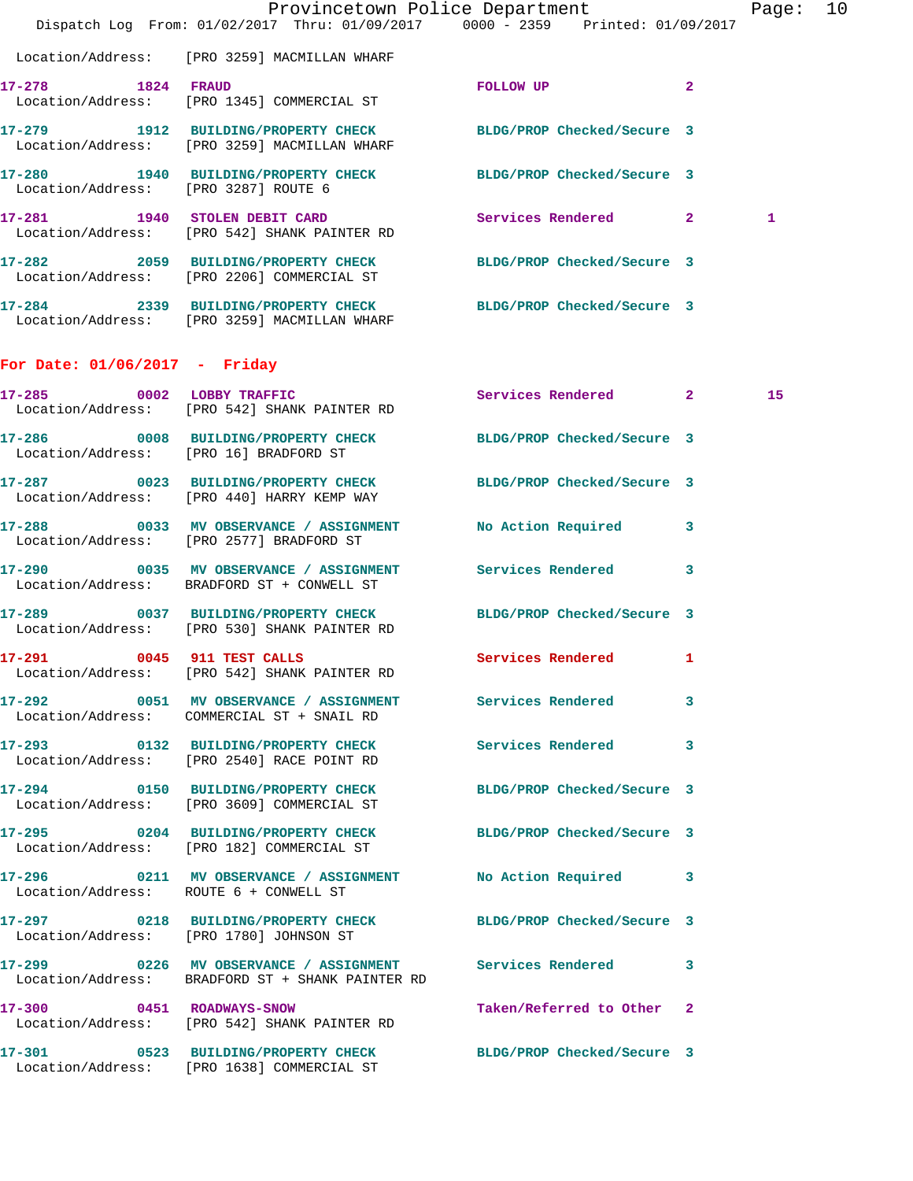Location/Address: [PRO 3259] MACMILLAN WHARF

| Call # | Time | Call Reason | Action | Priority | |
|---|---|---|---|---|---|
| 17-278 | 1824 | FRAUD | FOLLOW UP | 2 | |
| | | Location/Address: [PRO 1345] COMMERCIAL ST | | | |
| 17-279 | 1912 | BUILDING/PROPERTY CHECK | BLDG/PROP Checked/Secure | 3 | |
| | | Location/Address: [PRO 3259] MACMILLAN WHARF | | | |
| 17-280 | 1940 | BUILDING/PROPERTY CHECK | BLDG/PROP Checked/Secure | 3 | |
| | | Location/Address: [PRO 3287] ROUTE 6 | | | |
| 17-281 | 1940 | STOLEN DEBIT CARD | Services Rendered | 2 | 1 |
| | | Location/Address: [PRO 542] SHANK PAINTER RD | | | |
| 17-282 | 2059 | BUILDING/PROPERTY CHECK | BLDG/PROP Checked/Secure | 3 | |
| | | Location/Address: [PRO 2206] COMMERCIAL ST | | | |
| 17-284 | 2339 | BUILDING/PROPERTY CHECK | BLDG/PROP Checked/Secure | 3 | |
| | | Location/Address: [PRO 3259] MACMILLAN WHARF | | | |

## For Date: 01/06/2017 - Friday

| Call # | Time | Call Reason | Action | Priority | |
|---|---|---|---|---|---|
| 17-285 | 0002 | LOBBY TRAFFIC | Services Rendered | 2 | 15 |
| | | Location/Address: [PRO 542] SHANK PAINTER RD | | | |
| 17-286 | 0008 | BUILDING/PROPERTY CHECK | BLDG/PROP Checked/Secure | 3 | |
| | | Location/Address: [PRO 16] BRADFORD ST | | | |
| 17-287 | 0023 | BUILDING/PROPERTY CHECK | BLDG/PROP Checked/Secure | 3 | |
| | | Location/Address: [PRO 440] HARRY KEMP WAY | | | |
| 17-288 | 0033 | MV OBSERVANCE / ASSIGNMENT | No Action Required | 3 | |
| | | Location/Address: [PRO 2577] BRADFORD ST | | | |
| 17-290 | 0035 | MV OBSERVANCE / ASSIGNMENT | Services Rendered | 3 | |
| | | Location/Address: BRADFORD ST + CONWELL ST | | | |
| 17-289 | 0037 | BUILDING/PROPERTY CHECK | BLDG/PROP Checked/Secure | 3 | |
| | | Location/Address: [PRO 530] SHANK PAINTER RD | | | |
| 17-291 | 0045 | 911 TEST CALLS | Services Rendered | 1 | |
| | | Location/Address: [PRO 542] SHANK PAINTER RD | | | |
| 17-292 | 0051 | MV OBSERVANCE / ASSIGNMENT | Services Rendered | 3 | |
| | | Location/Address: COMMERCIAL ST + SNAIL RD | | | |
| 17-293 | 0132 | BUILDING/PROPERTY CHECK | Services Rendered | 3 | |
| | | Location/Address: [PRO 2540] RACE POINT RD | | | |
| 17-294 | 0150 | BUILDING/PROPERTY CHECK | BLDG/PROP Checked/Secure | 3 | |
| | | Location/Address: [PRO 3609] COMMERCIAL ST | | | |
| 17-295 | 0204 | BUILDING/PROPERTY CHECK | BLDG/PROP Checked/Secure | 3 | |
| | | Location/Address: [PRO 182] COMMERCIAL ST | | | |
| 17-296 | 0211 | MV OBSERVANCE / ASSIGNMENT | No Action Required | 3 | |
| | | Location/Address: ROUTE 6 + CONWELL ST | | | |
| 17-297 | 0218 | BUILDING/PROPERTY CHECK | BLDG/PROP Checked/Secure | 3 | |
| | | Location/Address: [PRO 1780] JOHNSON ST | | | |
| 17-299 | 0226 | MV OBSERVANCE / ASSIGNMENT | Services Rendered | 3 | |
| | | Location/Address: BRADFORD ST + SHANK PAINTER RD | | | |
| 17-300 | 0451 | ROADWAYS-SNOW | Taken/Referred to Other | 2 | |
| | | Location/Address: [PRO 542] SHANK PAINTER RD | | | |
| 17-301 | 0523 | BUILDING/PROPERTY CHECK | BLDG/PROP Checked/Secure | 3 | |
| | | Location/Address: [PRO 1638] COMMERCIAL ST | | | |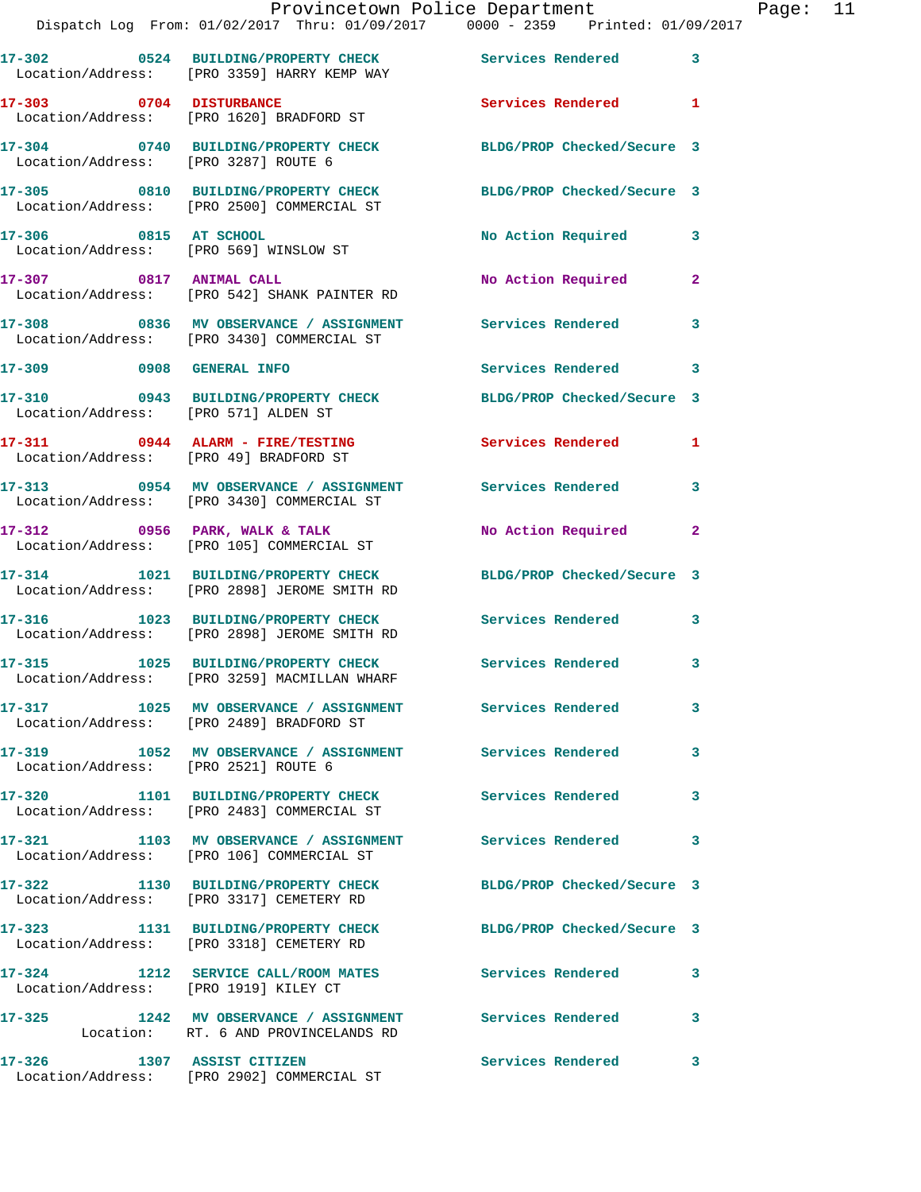17-302 0524 BUILDING/PROPERTY CHECK Services Rendered 3
Location/Address: [PRO 3359] HARRY KEMP WAY

17-303 0704 DISTURBANCE Services Rendered 1
Location/Address: [PRO 1620] BRADFORD ST

17-304 0740 BUILDING/PROPERTY CHECK BLDG/PROP Checked/Secure 3
Location/Address: [PRO 3287] ROUTE 6

17-305 0810 BUILDING/PROPERTY CHECK BLDG/PROP Checked/Secure 3
Location/Address: [PRO 2500] COMMERCIAL ST

17-306 0815 AT SCHOOL No Action Required 3
Location/Address: [PRO 569] WINSLOW ST

17-307 0817 ANIMAL CALL No Action Required 2
Location/Address: [PRO 542] SHANK PAINTER RD

17-308 0836 MV OBSERVANCE / ASSIGNMENT Services Rendered 3
Location/Address: [PRO 3430] COMMERCIAL ST

17-309 0908 GENERAL INFO Services Rendered 3

17-310 0943 BUILDING/PROPERTY CHECK BLDG/PROP Checked/Secure 3
Location/Address: [PRO 571] ALDEN ST

17-311 0944 ALARM - FIRE/TESTING Services Rendered 1
Location/Address: [PRO 49] BRADFORD ST

17-313 0954 MV OBSERVANCE / ASSIGNMENT Services Rendered 3
Location/Address: [PRO 3430] COMMERCIAL ST

17-312 0956 PARK, WALK & TALK No Action Required 2
Location/Address: [PRO 105] COMMERCIAL ST

17-314 1021 BUILDING/PROPERTY CHECK BLDG/PROP Checked/Secure 3
Location/Address: [PRO 2898] JEROME SMITH RD

17-316 1023 BUILDING/PROPERTY CHECK Services Rendered 3
Location/Address: [PRO 2898] JEROME SMITH RD

17-315 1025 BUILDING/PROPERTY CHECK Services Rendered 3
Location/Address: [PRO 3259] MACMILLAN WHARF

17-317 1025 MV OBSERVANCE / ASSIGNMENT Services Rendered 3
Location/Address: [PRO 2489] BRADFORD ST

17-319 1052 MV OBSERVANCE / ASSIGNMENT Services Rendered 3
Location/Address: [PRO 2521] ROUTE 6

17-320 1101 BUILDING/PROPERTY CHECK Services Rendered 3
Location/Address: [PRO 2483] COMMERCIAL ST

17-321 1103 MV OBSERVANCE / ASSIGNMENT Services Rendered 3
Location/Address: [PRO 106] COMMERCIAL ST

17-322 1130 BUILDING/PROPERTY CHECK BLDG/PROP Checked/Secure 3
Location/Address: [PRO 3317] CEMETERY RD

17-323 1131 BUILDING/PROPERTY CHECK BLDG/PROP Checked/Secure 3
Location/Address: [PRO 3318] CEMETERY RD

17-324 1212 SERVICE CALL/ROOM MATES Services Rendered 3
Location/Address: [PRO 1919] KILEY CT

17-325 1242 MV OBSERVANCE / ASSIGNMENT Services Rendered 3
Location: RT. 6 AND PROVINCELANDS RD

17-326 1307 ASSIST CITIZEN Services Rendered 3
Location/Address: [PRO 2902] COMMERCIAL ST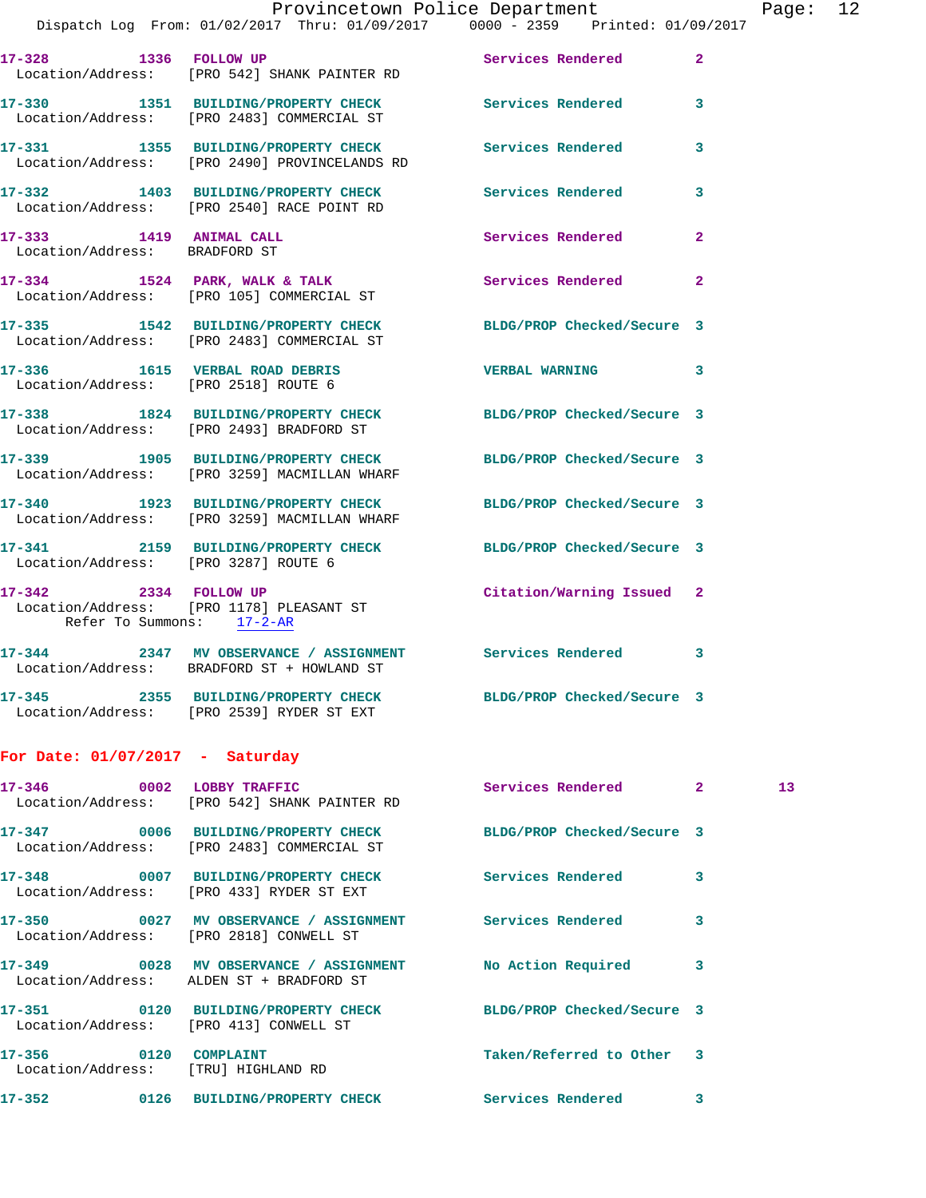17-328 1336 FOLLOW UP Services Rendered 2
Location/Address: [PRO 542] SHANK PAINTER RD

17-330 1351 BUILDING/PROPERTY CHECK Services Rendered 3
Location/Address: [PRO 2483] COMMERCIAL ST

17-331 1355 BUILDING/PROPERTY CHECK Services Rendered 3
Location/Address: [PRO 2490] PROVINCELANDS RD

17-332 1403 BUILDING/PROPERTY CHECK Services Rendered 3
Location/Address: [PRO 2540] RACE POINT RD

17-333 1419 ANIMAL CALL Services Rendered 2
Location/Address: BRADFORD ST

17-334 1524 PARK, WALK & TALK Services Rendered 2
Location/Address: [PRO 105] COMMERCIAL ST

17-335 1542 BUILDING/PROPERTY CHECK BLDG/PROP Checked/Secure 3
Location/Address: [PRO 2483] COMMERCIAL ST

17-336 1615 VERBAL ROAD DEBRIS VERBAL WARNING 3
Location/Address: [PRO 2518] ROUTE 6

17-338 1824 BUILDING/PROPERTY CHECK BLDG/PROP Checked/Secure 3
Location/Address: [PRO 2493] BRADFORD ST

17-339 1905 BUILDING/PROPERTY CHECK BLDG/PROP Checked/Secure 3
Location/Address: [PRO 3259] MACMILLAN WHARF

17-340 1923 BUILDING/PROPERTY CHECK BLDG/PROP Checked/Secure 3
Location/Address: [PRO 3259] MACMILLAN WHARF

17-341 2159 BUILDING/PROPERTY CHECK BLDG/PROP Checked/Secure 3
Location/Address: [PRO 3287] ROUTE 6

17-342 2334 FOLLOW UP Citation/Warning Issued 2
Location/Address: [PRO 1178] PLEASANT ST
Refer To Summons: 17-2-AR

17-344 2347 MV OBSERVANCE / ASSIGNMENT Services Rendered 3
Location/Address: BRADFORD ST + HOWLAND ST

17-345 2355 BUILDING/PROPERTY CHECK BLDG/PROP Checked/Secure 3
Location/Address: [PRO 2539] RYDER ST EXT

## For Date: 01/07/2017 - Saturday

17-346 0002 LOBBY TRAFFIC Services Rendered 2 13
Location/Address: [PRO 542] SHANK PAINTER RD

17-347 0006 BUILDING/PROPERTY CHECK BLDG/PROP Checked/Secure 3
Location/Address: [PRO 2483] COMMERCIAL ST

17-348 0007 BUILDING/PROPERTY CHECK Services Rendered 3
Location/Address: [PRO 433] RYDER ST EXT

17-350 0027 MV OBSERVANCE / ASSIGNMENT Services Rendered 3
Location/Address: [PRO 2818] CONWELL ST

17-349 0028 MV OBSERVANCE / ASSIGNMENT No Action Required 3
Location/Address: ALDEN ST + BRADFORD ST

17-351 0120 BUILDING/PROPERTY CHECK BLDG/PROP Checked/Secure 3
Location/Address: [PRO 413] CONWELL ST

17-356 0120 COMPLAINT Taken/Referred to Other 3
Location/Address: [TRU] HIGHLAND RD

17-352 0126 BUILDING/PROPERTY CHECK Services Rendered 3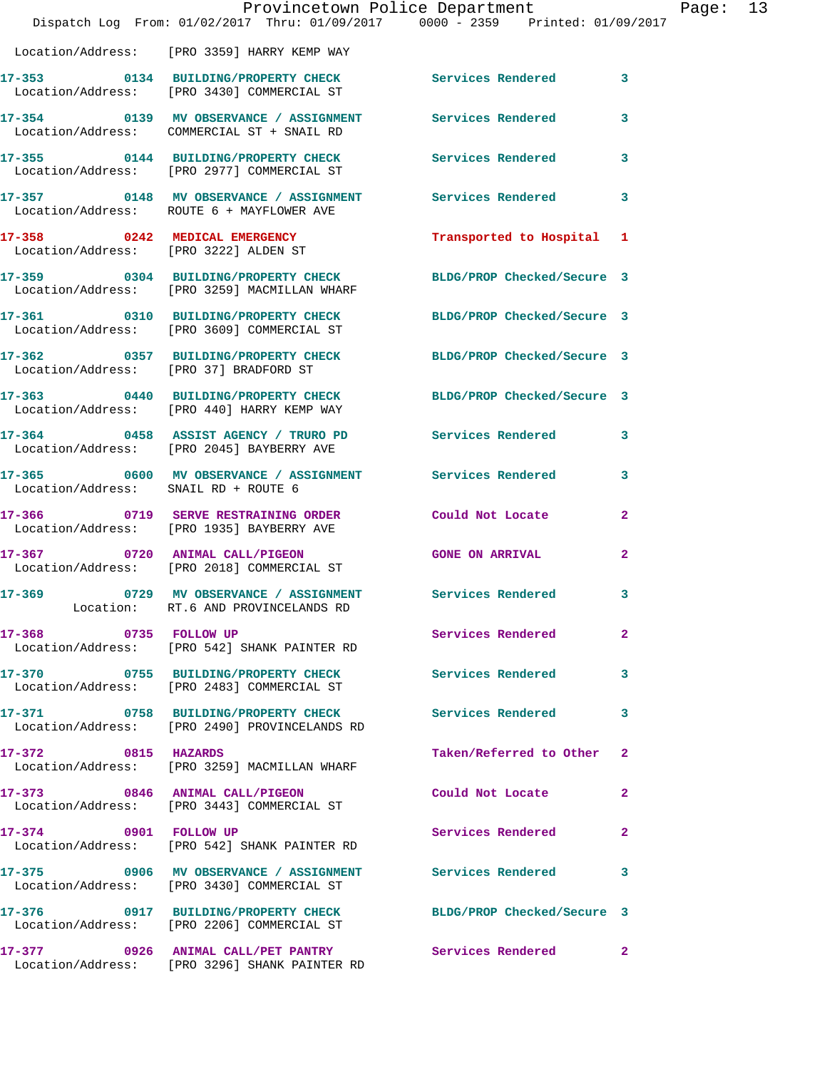Location/Address: [PRO 3359] HARRY KEMP WAY

| Call # | Time | Call Reason | Action | Priority |
|---|---|---|---|---|
| 17-353 | 0134 | BUILDING/PROPERTY CHECK | Services Rendered | 3 |
| | | Location/Address: [PRO 3430] COMMERCIAL ST | | |
| 17-354 | 0139 | MV OBSERVANCE / ASSIGNMENT | Services Rendered | 3 |
| | | Location/Address: COMMERCIAL ST + SNAIL RD | | |
| 17-355 | 0144 | BUILDING/PROPERTY CHECK | Services Rendered | 3 |
| | | Location/Address: [PRO 2977] COMMERCIAL ST | | |
| 17-357 | 0148 | MV OBSERVANCE / ASSIGNMENT | Services Rendered | 3 |
| | | Location/Address: ROUTE 6 + MAYFLOWER AVE | | |
| 17-358 | 0242 | MEDICAL EMERGENCY | Transported to Hospital | 1 |
| | | Location/Address: [PRO 3222] ALDEN ST | | |
| 17-359 | 0304 | BUILDING/PROPERTY CHECK | BLDG/PROP Checked/Secure | 3 |
| | | Location/Address: [PRO 3259] MACMILLAN WHARF | | |
| 17-361 | 0310 | BUILDING/PROPERTY CHECK | BLDG/PROP Checked/Secure | 3 |
| | | Location/Address: [PRO 3609] COMMERCIAL ST | | |
| 17-362 | 0357 | BUILDING/PROPERTY CHECK | BLDG/PROP Checked/Secure | 3 |
| | | Location/Address: [PRO 37] BRADFORD ST | | |
| 17-363 | 0440 | BUILDING/PROPERTY CHECK | BLDG/PROP Checked/Secure | 3 |
| | | Location/Address: [PRO 440] HARRY KEMP WAY | | |
| 17-364 | 0458 | ASSIST AGENCY / TRURO PD | Services Rendered | 3 |
| | | Location/Address: [PRO 2045] BAYBERRY AVE | | |
| 17-365 | 0600 | MV OBSERVANCE / ASSIGNMENT | Services Rendered | 3 |
| | | Location/Address: SNAIL RD + ROUTE 6 | | |
| 17-366 | 0719 | SERVE RESTRAINING ORDER | Could Not Locate | 2 |
| | | Location/Address: [PRO 1935] BAYBERRY AVE | | |
| 17-367 | 0720 | ANIMAL CALL/PIGEON | GONE ON ARRIVAL | 2 |
| | | Location/Address: [PRO 2018] COMMERCIAL ST | | |
| 17-369 | 0729 | MV OBSERVANCE / ASSIGNMENT | Services Rendered | 3 |
| | | Location: RT.6 AND PROVINCELANDS RD | | |
| 17-368 | 0735 | FOLLOW UP | Services Rendered | 2 |
| | | Location/Address: [PRO 542] SHANK PAINTER RD | | |
| 17-370 | 0755 | BUILDING/PROPERTY CHECK | Services Rendered | 3 |
| | | Location/Address: [PRO 2483] COMMERCIAL ST | | |
| 17-371 | 0758 | BUILDING/PROPERTY CHECK | Services Rendered | 3 |
| | | Location/Address: [PRO 2490] PROVINCELANDS RD | | |
| 17-372 | 0815 | HAZARDS | Taken/Referred to Other | 2 |
| | | Location/Address: [PRO 3259] MACMILLAN WHARF | | |
| 17-373 | 0846 | ANIMAL CALL/PIGEON | Could Not Locate | 2 |
| | | Location/Address: [PRO 3443] COMMERCIAL ST | | |
| 17-374 | 0901 | FOLLOW UP | Services Rendered | 2 |
| | | Location/Address: [PRO 542] SHANK PAINTER RD | | |
| 17-375 | 0906 | MV OBSERVANCE / ASSIGNMENT | Services Rendered | 3 |
| | | Location/Address: [PRO 3430] COMMERCIAL ST | | |
| 17-376 | 0917 | BUILDING/PROPERTY CHECK | BLDG/PROP Checked/Secure | 3 |
| | | Location/Address: [PRO 2206] COMMERCIAL ST | | |
| 17-377 | 0926 | ANIMAL CALL/PET PANTRY | Services Rendered | 2 |
| | | Location/Address: [PRO 3296] SHANK PAINTER RD | | |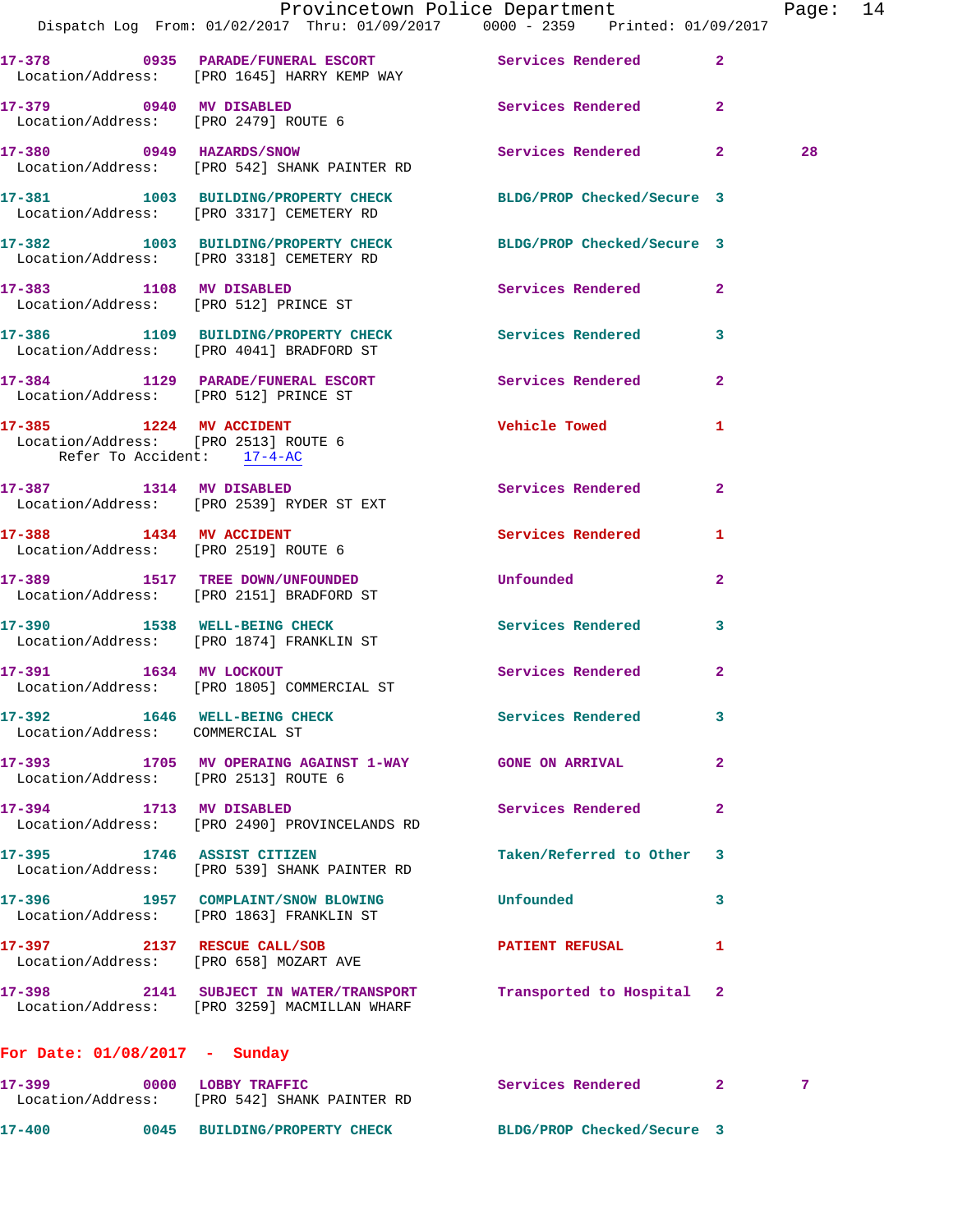17-378 0935 PARADE/FUNERAL ESCORT Services Rendered 2
Location/Address: [PRO 1645] HARRY KEMP WAY

17-379 0940 MV DISABLED Services Rendered 2
Location/Address: [PRO 2479] ROUTE 6

17-380 0949 HAZARDS/SNOW Services Rendered 2 28
Location/Address: [PRO 542] SHANK PAINTER RD

17-381 1003 BUILDING/PROPERTY CHECK BLDG/PROP Checked/Secure 3
Location/Address: [PRO 3317] CEMETERY RD

17-382 1003 BUILDING/PROPERTY CHECK BLDG/PROP Checked/Secure 3
Location/Address: [PRO 3318] CEMETERY RD

17-383 1108 MV DISABLED Services Rendered 2
Location/Address: [PRO 512] PRINCE ST

17-386 1109 BUILDING/PROPERTY CHECK Services Rendered 3
Location/Address: [PRO 4041] BRADFORD ST

17-384 1129 PARADE/FUNERAL ESCORT Services Rendered 2
Location/Address: [PRO 512] PRINCE ST

17-385 1224 MV ACCIDENT Vehicle Towed 1
Location/Address: [PRO 2513] ROUTE 6
Refer To Accident: 17-4-AC

17-387 1314 MV DISABLED Services Rendered 2
Location/Address: [PRO 2539] RYDER ST EXT

17-388 1434 MV ACCIDENT Services Rendered 1
Location/Address: [PRO 2519] ROUTE 6

17-389 1517 TREE DOWN/UNFOUNDED Unfounded 2
Location/Address: [PRO 2151] BRADFORD ST

17-390 1538 WELL-BEING CHECK Services Rendered 3
Location/Address: [PRO 1874] FRANKLIN ST

17-391 1634 MV LOCKOUT Services Rendered 2
Location/Address: [PRO 1805] COMMERCIAL ST

17-392 1646 WELL-BEING CHECK Services Rendered 3
Location/Address: COMMERCIAL ST

17-393 1705 MV OPERAING AGAINST 1-WAY GONE ON ARRIVAL 2
Location/Address: [PRO 2513] ROUTE 6

17-394 1713 MV DISABLED Services Rendered 2
Location/Address: [PRO 2490] PROVINCELANDS RD

17-395 1746 ASSIST CITIZEN Taken/Referred to Other 3
Location/Address: [PRO 539] SHANK PAINTER RD

17-396 1957 COMPLAINT/SNOW BLOWING Unfounded 3
Location/Address: [PRO 1863] FRANKLIN ST

17-397 2137 RESCUE CALL/SOB PATIENT REFUSAL 1
Location/Address: [PRO 658] MOZART AVE

17-398 2141 SUBJECT IN WATER/TRANSPORT Transported to Hospital 2
Location/Address: [PRO 3259] MACMILLAN WHARF

## For Date: 01/08/2017 - Sunday

17-399 0000 LOBBY TRAFFIC Services Rendered 2 7
Location/Address: [PRO 542] SHANK PAINTER RD

17-400 0045 BUILDING/PROPERTY CHECK BLDG/PROP Checked/Secure 3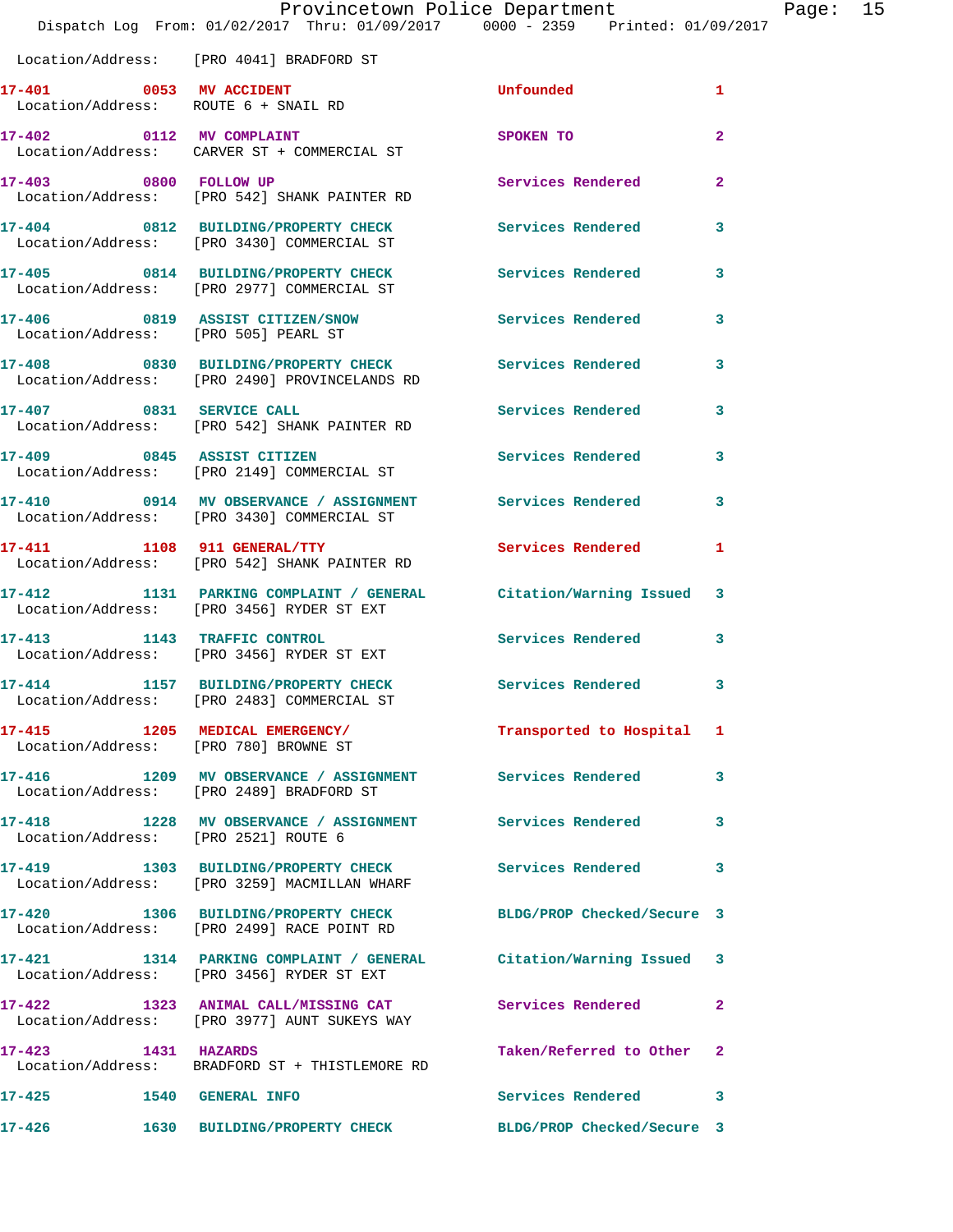Location/Address: [PRO 4041] BRADFORD ST

**17-401** 0053 **MV ACCIDENT** Unfounded 1
Location/Address: ROUTE 6 + SNAIL RD

**17-402** 0112 **MV COMPLAINT** SPOKEN TO 2
Location/Address: CARVER ST + COMMERCIAL ST

**17-403** 0800 **FOLLOW UP** Services Rendered 2
Location/Address: [PRO 542] SHANK PAINTER RD

**17-404** 0812 **BUILDING/PROPERTY CHECK** Services Rendered 3
Location/Address: [PRO 3430] COMMERCIAL ST

**17-405** 0814 **BUILDING/PROPERTY CHECK** Services Rendered 3
Location/Address: [PRO 2977] COMMERCIAL ST

**17-406** 0819 **ASSIST CITIZEN/SNOW** Services Rendered 3
Location/Address: [PRO 505] PEARL ST

**17-408** 0830 **BUILDING/PROPERTY CHECK** Services Rendered 3
Location/Address: [PRO 2490] PROVINCELANDS RD

**17-407** 0831 **SERVICE CALL** Services Rendered 3
Location/Address: [PRO 542] SHANK PAINTER RD

**17-409** 0845 **ASSIST CITIZEN** Services Rendered 3
Location/Address: [PRO 2149] COMMERCIAL ST

**17-410** 0914 **MV OBSERVANCE / ASSIGNMENT** Services Rendered 3
Location/Address: [PRO 3430] COMMERCIAL ST

**17-411** 1108 **911 GENERAL/TTY** Services Rendered 1
Location/Address: [PRO 542] SHANK PAINTER RD

**17-412** 1131 **PARKING COMPLAINT / GENERAL** Citation/Warning Issued 3
Location/Address: [PRO 3456] RYDER ST EXT

**17-413** 1143 **TRAFFIC CONTROL** Services Rendered 3
Location/Address: [PRO 3456] RYDER ST EXT

**17-414** 1157 **BUILDING/PROPERTY CHECK** Services Rendered 3
Location/Address: [PRO 2483] COMMERCIAL ST

**17-415** 1205 **MEDICAL EMERGENCY/** Transported to Hospital 1
Location/Address: [PRO 780] BROWNE ST

**17-416** 1209 **MV OBSERVANCE / ASSIGNMENT** Services Rendered 3
Location/Address: [PRO 2489] BRADFORD ST

**17-418** 1228 **MV OBSERVANCE / ASSIGNMENT** Services Rendered 3
Location/Address: [PRO 2521] ROUTE 6

**17-419** 1303 **BUILDING/PROPERTY CHECK** Services Rendered 3
Location/Address: [PRO 3259] MACMILLAN WHARF

**17-420** 1306 **BUILDING/PROPERTY CHECK** BLDG/PROP Checked/Secure 3
Location/Address: [PRO 2499] RACE POINT RD

**17-421** 1314 **PARKING COMPLAINT / GENERAL** Citation/Warning Issued 3
Location/Address: [PRO 3456] RYDER ST EXT

**17-422** 1323 **ANIMAL CALL/MISSING CAT** Services Rendered 2
Location/Address: [PRO 3977] AUNT SUKEYS WAY

**17-423** 1431 **HAZARDS** Taken/Referred to Other 2
Location/Address: BRADFORD ST + THISTLEMORE RD

**17-425** 1540 **GENERAL INFO** Services Rendered 3

**17-426** 1630 **BUILDING/PROPERTY CHECK** BLDG/PROP Checked/Secure 3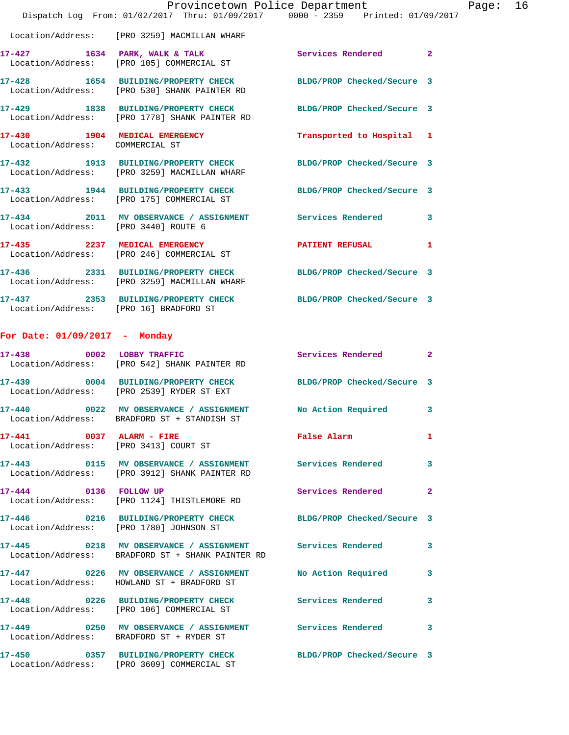Location/Address: [PRO 3259] MACMILLAN WHARF

| Call # | Time | Call Reason | Action | Priority |
|---|---|---|---|---|
| 17-427 | 1634 | PARK, WALK & TALK | Services Rendered | 2 |
| | | Location/Address: [PRO 105] COMMERCIAL ST | | |
| 17-428 | 1654 | BUILDING/PROPERTY CHECK | BLDG/PROP Checked/Secure | 3 |
| | | Location/Address: [PRO 530] SHANK PAINTER RD | | |
| 17-429 | 1838 | BUILDING/PROPERTY CHECK | BLDG/PROP Checked/Secure | 3 |
| | | Location/Address: [PRO 1778] SHANK PAINTER RD | | |
| 17-430 | 1904 | MEDICAL EMERGENCY | Transported to Hospital | 1 |
| | | Location/Address: COMMERCIAL ST | | |
| 17-432 | 1913 | BUILDING/PROPERTY CHECK | BLDG/PROP Checked/Secure | 3 |
| | | Location/Address: [PRO 3259] MACMILLAN WHARF | | |
| 17-433 | 1944 | BUILDING/PROPERTY CHECK | BLDG/PROP Checked/Secure | 3 |
| | | Location/Address: [PRO 175] COMMERCIAL ST | | |
| 17-434 | 2011 | MV OBSERVANCE / ASSIGNMENT | Services Rendered | 3 |
| | | Location/Address: [PRO 3440] ROUTE 6 | | |
| 17-435 | 2237 | MEDICAL EMERGENCY | PATIENT REFUSAL | 1 |
| | | Location/Address: [PRO 246] COMMERCIAL ST | | |
| 17-436 | 2331 | BUILDING/PROPERTY CHECK | BLDG/PROP Checked/Secure | 3 |
| | | Location/Address: [PRO 3259] MACMILLAN WHARF | | |
| 17-437 | 2353 | BUILDING/PROPERTY CHECK | BLDG/PROP Checked/Secure | 3 |
| | | Location/Address: [PRO 16] BRADFORD ST | | |

## For Date: 01/09/2017 - Monday

| Call # | Time | Call Reason | Action | Priority |
|---|---|---|---|---|
| 17-438 | 0002 | LOBBY TRAFFIC | Services Rendered | 2 |
| | | Location/Address: [PRO 542] SHANK PAINTER RD | | |
| 17-439 | 0004 | BUILDING/PROPERTY CHECK | BLDG/PROP Checked/Secure | 3 |
| | | Location/Address: [PRO 2539] RYDER ST EXT | | |
| 17-440 | 0022 | MV OBSERVANCE / ASSIGNMENT | No Action Required | 3 |
| | | Location/Address: BRADFORD ST + STANDISH ST | | |
| 17-441 | 0037 | ALARM - FIRE | False Alarm | 1 |
| | | Location/Address: [PRO 3413] COURT ST | | |
| 17-443 | 0115 | MV OBSERVANCE / ASSIGNMENT | Services Rendered | 3 |
| | | Location/Address: [PRO 3912] SHANK PAINTER RD | | |
| 17-444 | 0136 | FOLLOW UP | Services Rendered | 2 |
| | | Location/Address: [PRO 1124] THISTLEMORE RD | | |
| 17-446 | 0216 | BUILDING/PROPERTY CHECK | BLDG/PROP Checked/Secure | 3 |
| | | Location/Address: [PRO 1780] JOHNSON ST | | |
| 17-445 | 0218 | MV OBSERVANCE / ASSIGNMENT | Services Rendered | 3 |
| | | Location/Address: BRADFORD ST + SHANK PAINTER RD | | |
| 17-447 | 0226 | MV OBSERVANCE / ASSIGNMENT | No Action Required | 3 |
| | | Location/Address: HOWLAND ST + BRADFORD ST | | |
| 17-448 | 0226 | BUILDING/PROPERTY CHECK | Services Rendered | 3 |
| | | Location/Address: [PRO 106] COMMERCIAL ST | | |
| 17-449 | 0250 | MV OBSERVANCE / ASSIGNMENT | Services Rendered | 3 |
| | | Location/Address: BRADFORD ST + RYDER ST | | |
| 17-450 | 0357 | BUILDING/PROPERTY CHECK | BLDG/PROP Checked/Secure | 3 |
| | | Location/Address: [PRO 3609] COMMERCIAL ST | | |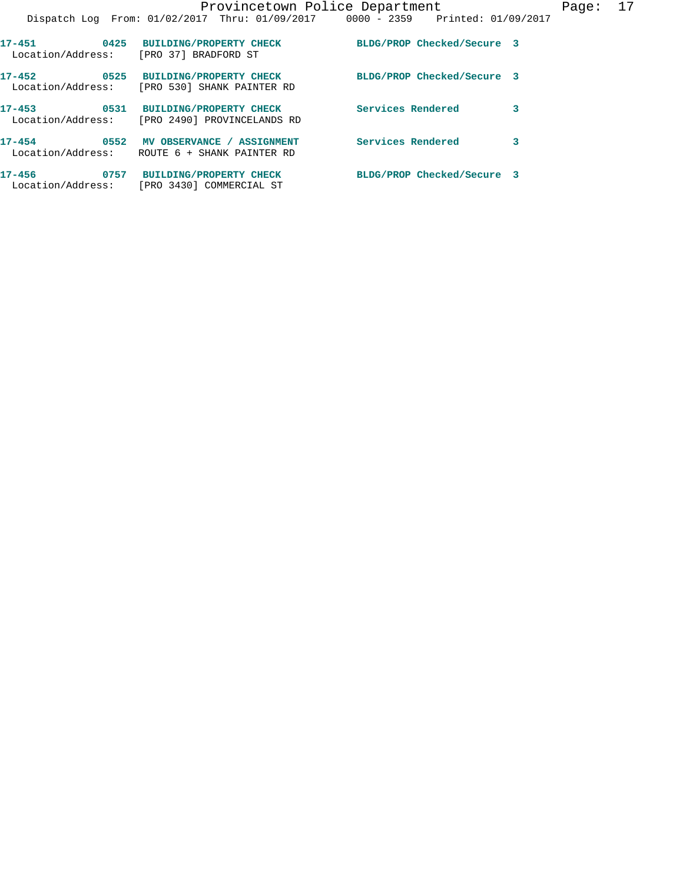17-451 0425 BUILDING/PROPERTY CHECK BLDG/PROP Checked/Secure 3
Location/Address: [PRO 37] BRADFORD ST

17-452 0525 BUILDING/PROPERTY CHECK BLDG/PROP Checked/Secure 3
Location/Address: [PRO 530] SHANK PAINTER RD

17-453 0531 BUILDING/PROPERTY CHECK Services Rendered 3
Location/Address: [PRO 2490] PROVINCELANDS RD

17-454 0552 MV OBSERVANCE / ASSIGNMENT Services Rendered 3
Location/Address: ROUTE 6 + SHANK PAINTER RD

17-456 0757 BUILDING/PROPERTY CHECK BLDG/PROP Checked/Secure 3
Location/Address: [PRO 3430] COMMERCIAL ST